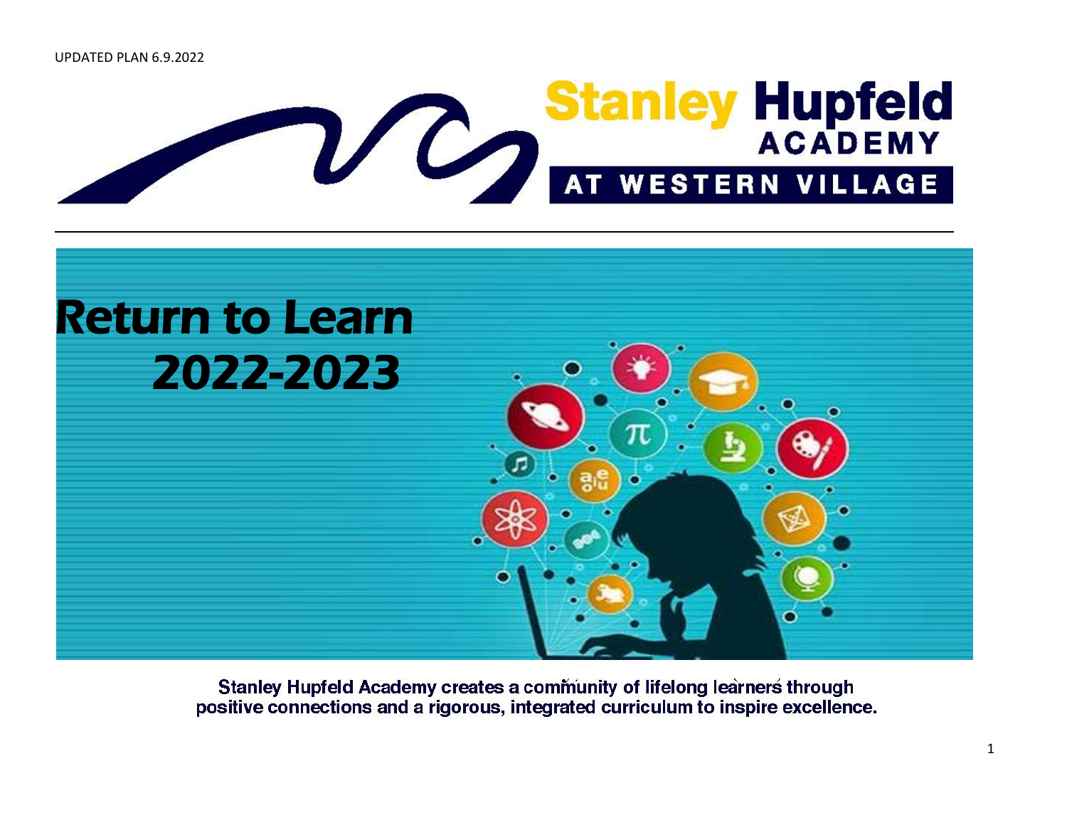UPDATED PLAN 6.9.2022

Stanley Hupfeld ACADEMY AT WESTERN VILLAGE

# Return to Learn 2022-2023

Stanley Hupfeld Academy creates a community of lifelong learners through positive connections and a rigorous, integrated curriculum to inspire excellence.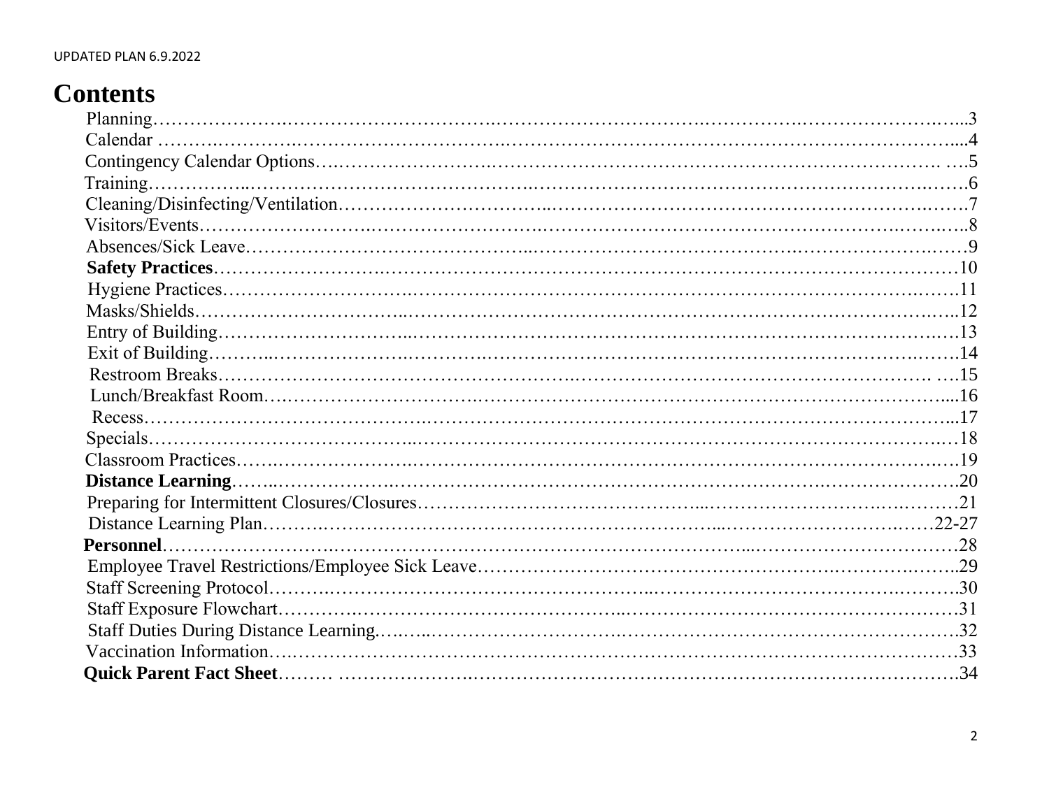# Contents

- Planning……3
- Calendar……4
- Contingency Calendar Options……5
- Training……6
- Cleaning/Disinfecting/Ventilation……7
- Visitors/Events……8
- Absences/Sick Leave……9
- **Safety Practices**……10
  - Hygiene Practices……11
  - Masks/Shields……12
  - Entry of Building……13
  - Exit of Building……14
  - Restroom Breaks……15
  - Lunch/Breakfast Room……16
  - Recess……17
- Specials……18
- Classroom Practices……19
- **Distance Learning**……20
  - Preparing for Intermittent Closures/Closures……21
  - Distance Learning Plan……22-27
- **Personnel**……28
  - Employee Travel Restrictions/Employee Sick Leave……29
  - Staff Screening Protocol……30
  - Staff Exposure Flowchart……31
  - Staff Duties During Distance Learning……32
- Vaccination Information……33
- **Quick Parent Fact Sheet**……34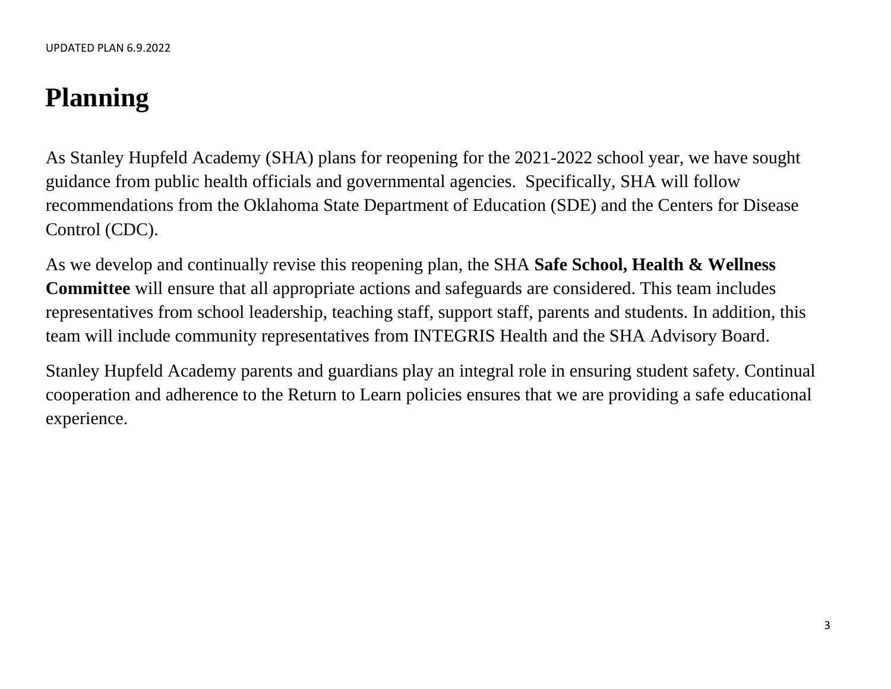# Planning

As Stanley Hupfeld Academy (SHA) plans for reopening for the 2021-2022 school year, we have sought guidance from public health officials and governmental agencies. Specifically, SHA will follow recommendations from the Oklahoma State Department of Education (SDE) and the Centers for Disease Control (CDC).

As we develop and continually revise this reopening plan, the SHA **Safe School, Health & Wellness Committee** will ensure that all appropriate actions and safeguards are considered. This team includes representatives from school leadership, teaching staff, support staff, parents and students. In addition, this team will include community representatives from INTEGRIS Health and the SHA Advisory Board.

Stanley Hupfeld Academy parents and guardians play an integral role in ensuring student safety. Continual cooperation and adherence to the Return to Learn policies ensures that we are providing a safe educational experience.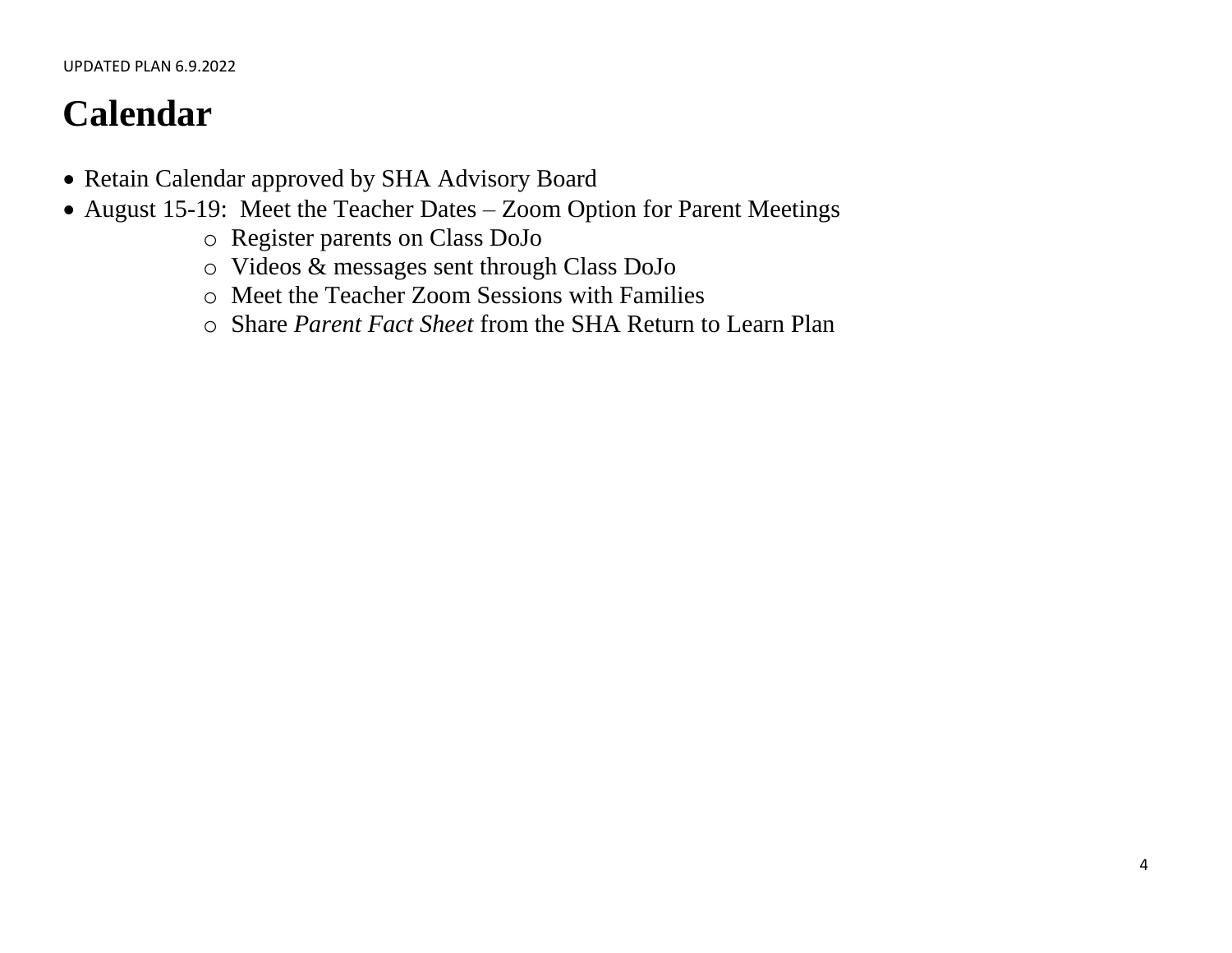UPDATED PLAN 6.9.2022

# Calendar

- Retain Calendar approved by SHA Advisory Board
- August 15-19: Meet the Teacher Dates – Zoom Option for Parent Meetings
  - Register parents on Class DoJo
  - Videos & messages sent through Class DoJo
  - Meet the Teacher Zoom Sessions with Families
  - Share *Parent Fact Sheet* from the SHA Return to Learn Plan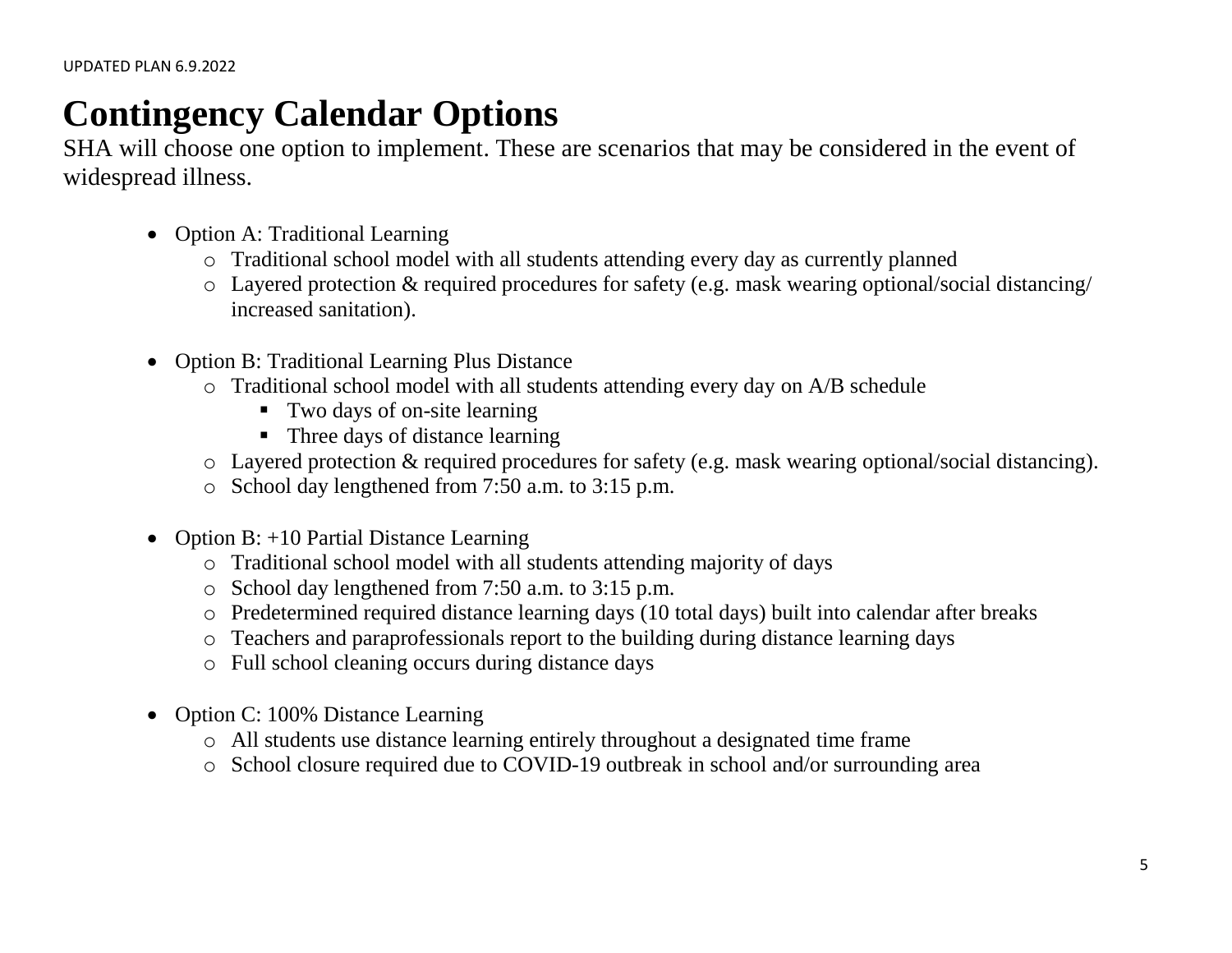UPDATED PLAN 6.9.2022

# Contingency Calendar Options

SHA will choose one option to implement. These are scenarios that may be considered in the event of widespread illness.

- Option A: Traditional Learning
  - Traditional school model with all students attending every day as currently planned
  - Layered protection & required procedures for safety (e.g. mask wearing optional/social distancing/ increased sanitation).

- Option B: Traditional Learning Plus Distance
  - Traditional school model with all students attending every day on A/B schedule
    - Two days of on-site learning
    - Three days of distance learning
  - Layered protection & required procedures for safety (e.g. mask wearing optional/social distancing).
  - School day lengthened from 7:50 a.m. to 3:15 p.m.

- Option B: +10 Partial Distance Learning
  - Traditional school model with all students attending majority of days
  - School day lengthened from 7:50 a.m. to 3:15 p.m.
  - Predetermined required distance learning days (10 total days) built into calendar after breaks
  - Teachers and paraprofessionals report to the building during distance learning days
  - Full school cleaning occurs during distance days

- Option C: 100% Distance Learning
  - All students use distance learning entirely throughout a designated time frame
  - School closure required due to COVID-19 outbreak in school and/or surrounding area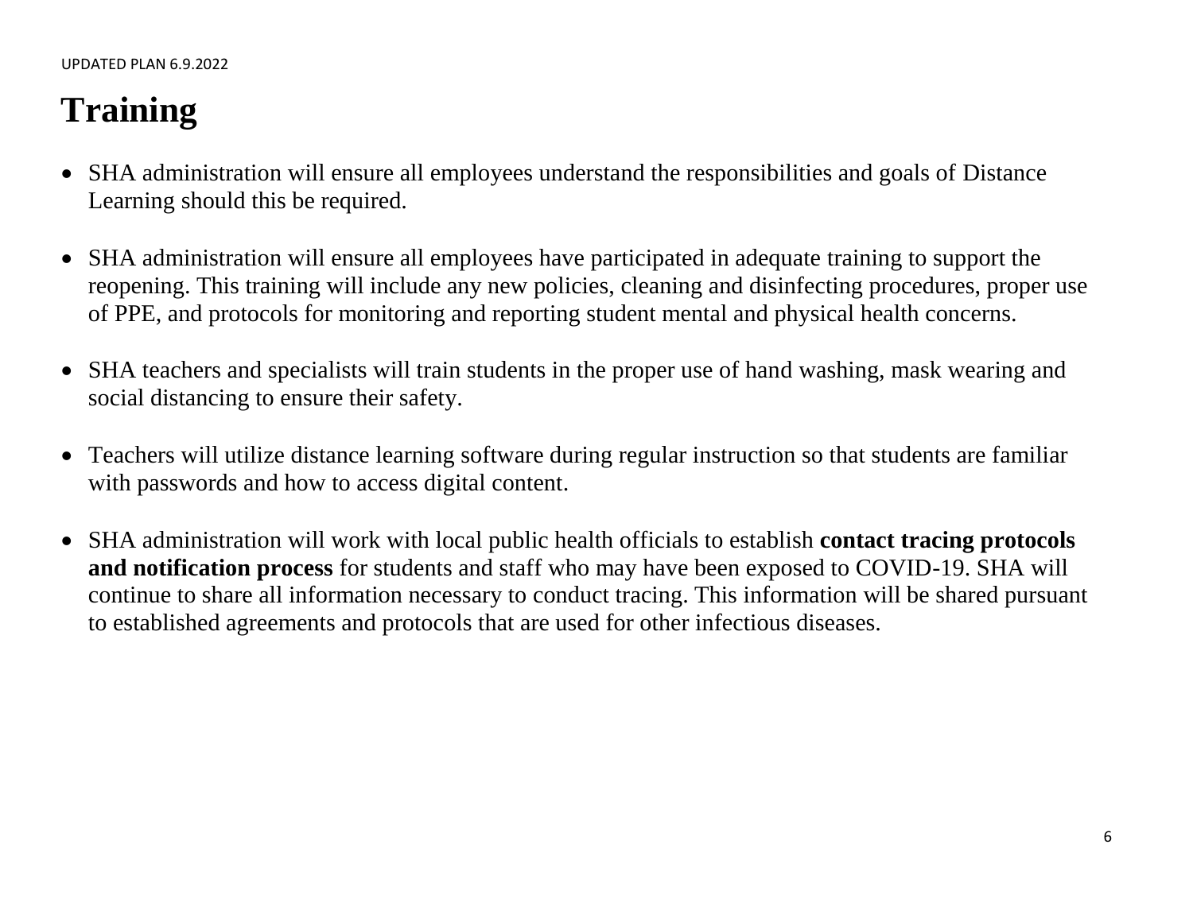# Training

- SHA administration will ensure all employees understand the responsibilities and goals of Distance Learning should this be required.
- SHA administration will ensure all employees have participated in adequate training to support the reopening. This training will include any new policies, cleaning and disinfecting procedures, proper use of PPE, and protocols for monitoring and reporting student mental and physical health concerns.
- SHA teachers and specialists will train students in the proper use of hand washing, mask wearing and social distancing to ensure their safety.
- Teachers will utilize distance learning software during regular instruction so that students are familiar with passwords and how to access digital content.
- SHA administration will work with local public health officials to establish **contact tracing protocols and notification process** for students and staff who may have been exposed to COVID-19. SHA will continue to share all information necessary to conduct tracing. This information will be shared pursuant to established agreements and protocols that are used for other infectious diseases.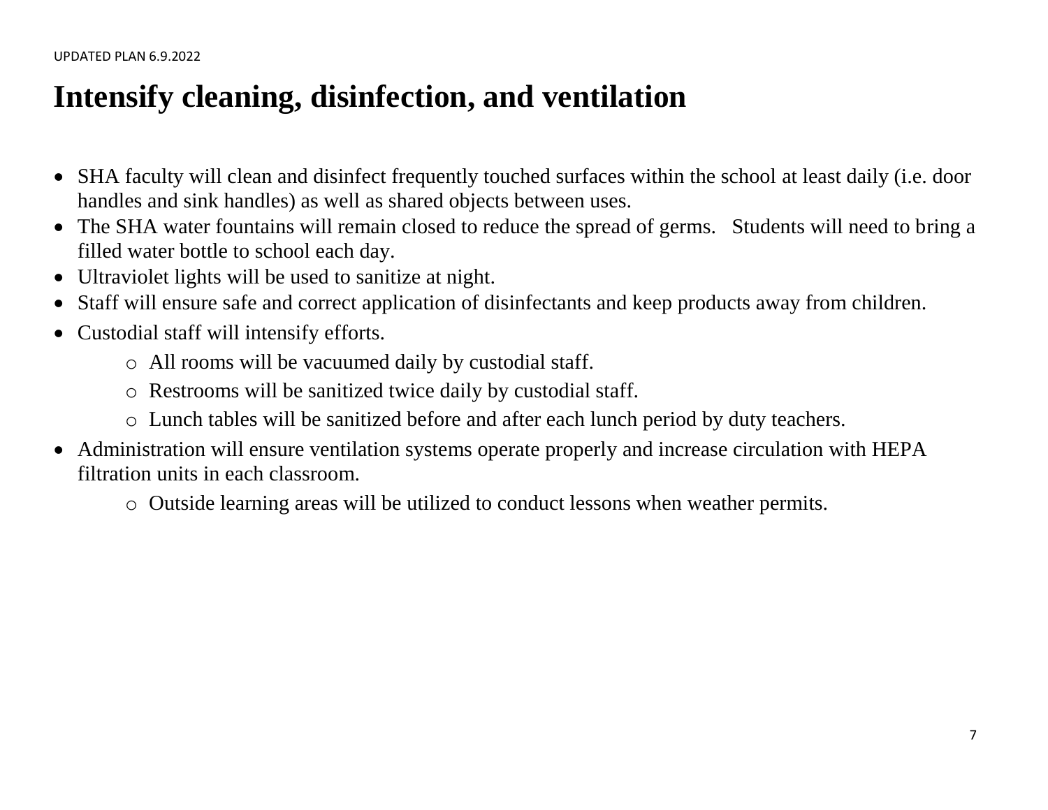# Intensify cleaning, disinfection, and ventilation

- SHA faculty will clean and disinfect frequently touched surfaces within the school at least daily (i.e. door handles and sink handles) as well as shared objects between uses.
- The SHA water fountains will remain closed to reduce the spread of germs. Students will need to bring a filled water bottle to school each day.
- Ultraviolet lights will be used to sanitize at night.
- Staff will ensure safe and correct application of disinfectants and keep products away from children.
- Custodial staff will intensify efforts.
    - All rooms will be vacuumed daily by custodial staff.
    - Restrooms will be sanitized twice daily by custodial staff.
    - Lunch tables will be sanitized before and after each lunch period by duty teachers.
- Administration will ensure ventilation systems operate properly and increase circulation with HEPA filtration units in each classroom.
    - Outside learning areas will be utilized to conduct lessons when weather permits.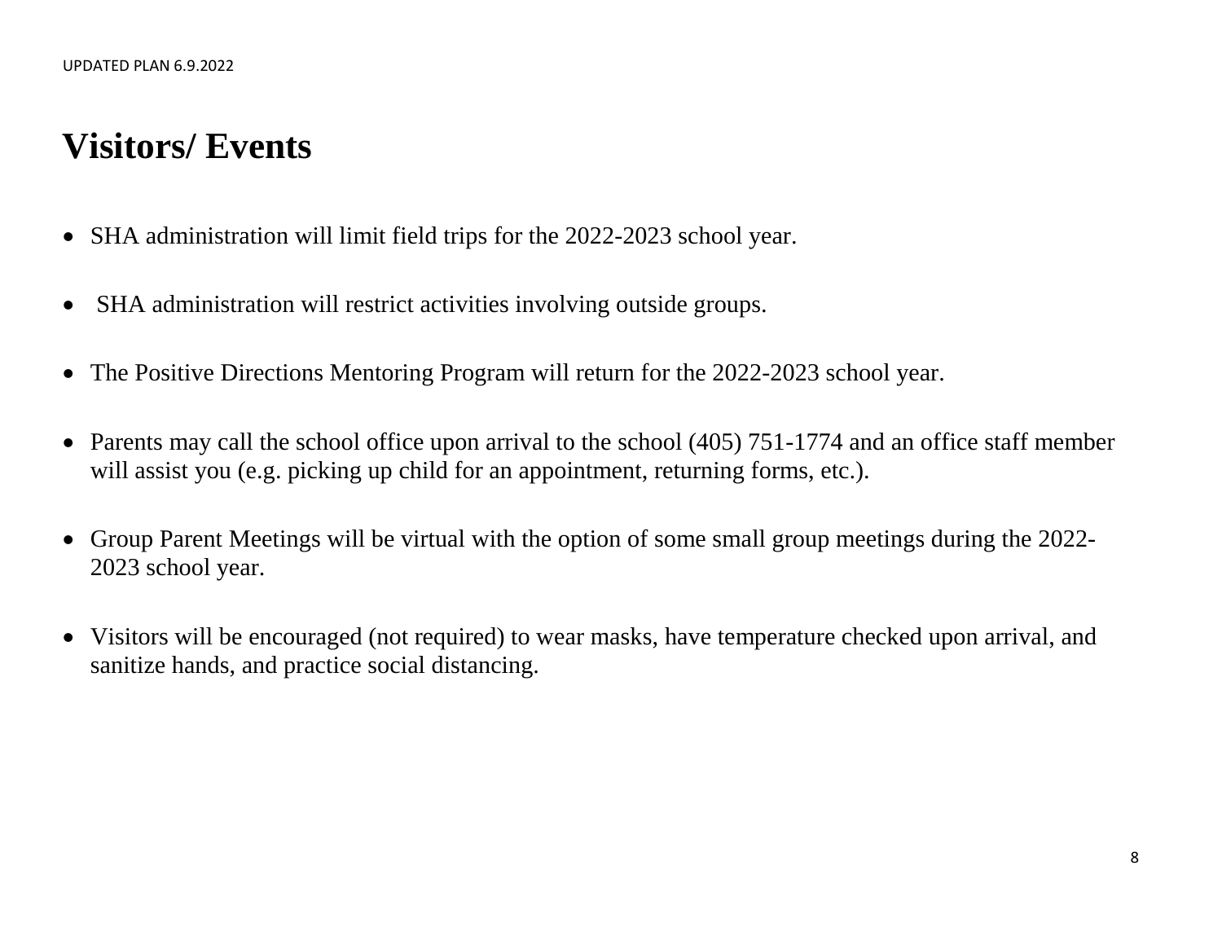# Visitors/ Events

- SHA administration will limit field trips for the 2022-2023 school year.
- SHA administration will restrict activities involving outside groups.
- The Positive Directions Mentoring Program will return for the 2022-2023 school year.
- Parents may call the school office upon arrival to the school (405) 751-1774 and an office staff member will assist you (e.g. picking up child for an appointment, returning forms, etc.).
- Group Parent Meetings will be virtual with the option of some small group meetings during the 2022-2023 school year.
- Visitors will be encouraged (not required) to wear masks, have temperature checked upon arrival, and sanitize hands, and practice social distancing.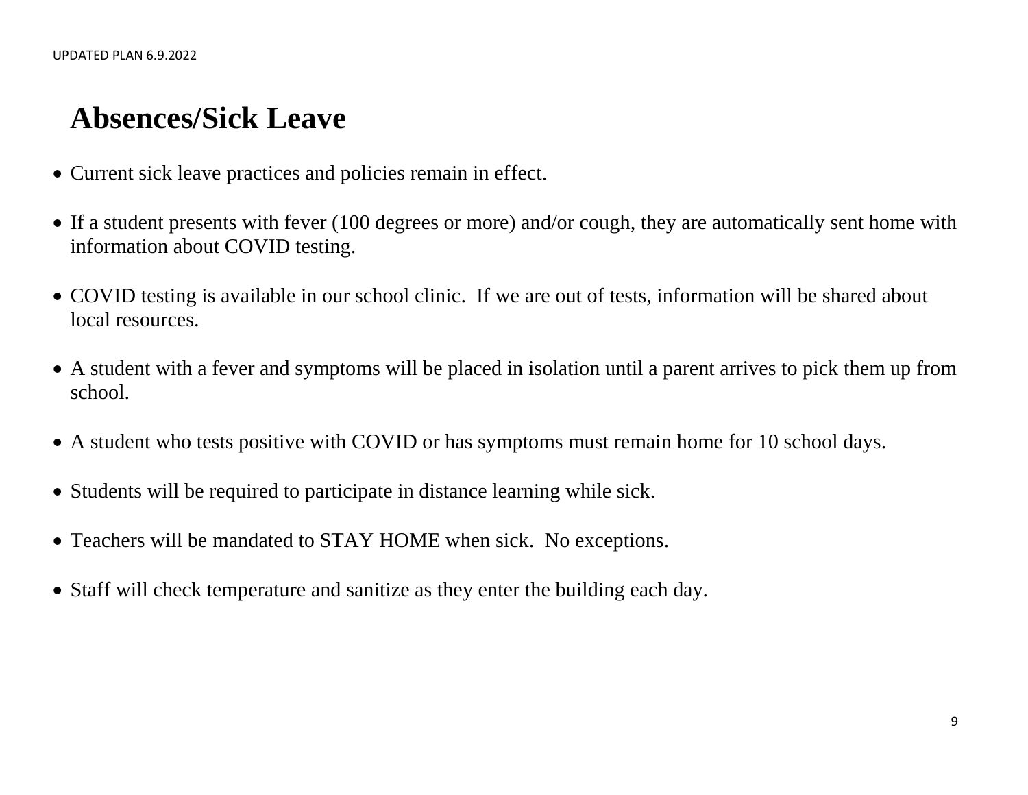# Absences/Sick Leave

- Current sick leave practices and policies remain in effect.
- If a student presents with fever (100 degrees or more) and/or cough, they are automatically sent home with information about COVID testing.
- COVID testing is available in our school clinic. If we are out of tests, information will be shared about local resources.
- A student with a fever and symptoms will be placed in isolation until a parent arrives to pick them up from school.
- A student who tests positive with COVID or has symptoms must remain home for 10 school days.
- Students will be required to participate in distance learning while sick.
- Teachers will be mandated to STAY HOME when sick. No exceptions.
- Staff will check temperature and sanitize as they enter the building each day.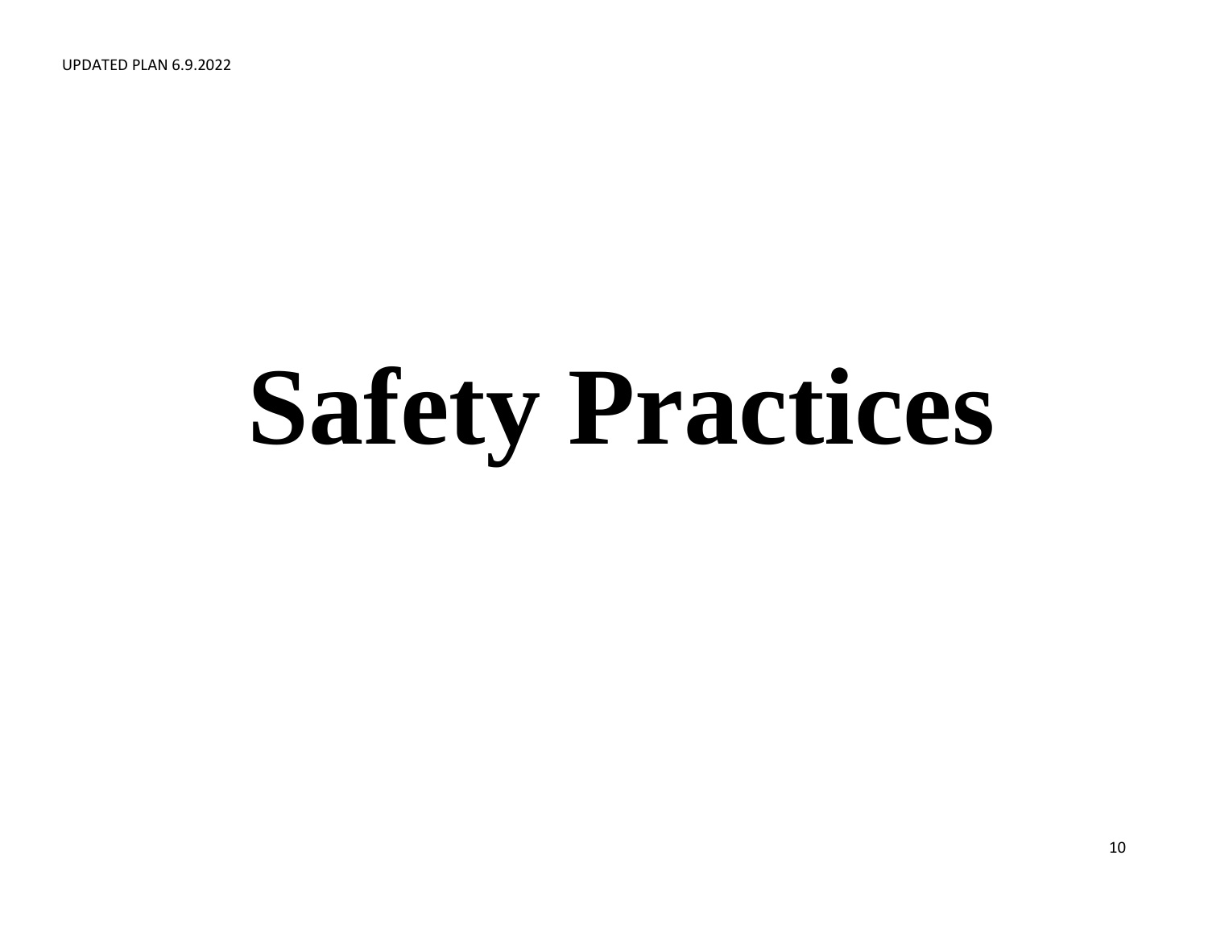# Safety Practices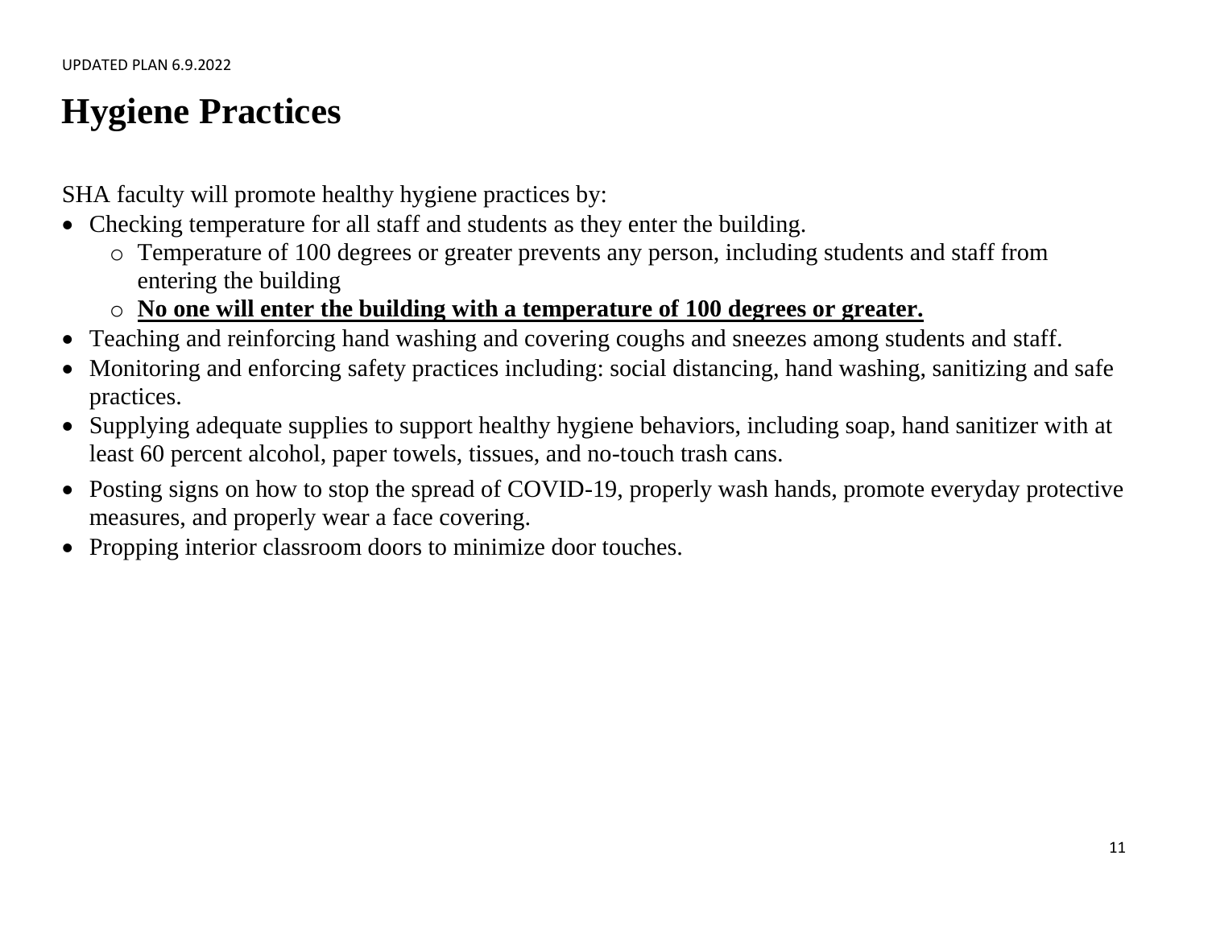# Hygiene Practices

SHA faculty will promote healthy hygiene practices by:

- Checking temperature for all staff and students as they enter the building.
  - Temperature of 100 degrees or greater prevents any person, including students and staff from entering the building
  - **No one will enter the building with a temperature of 100 degrees or greater.**
- Teaching and reinforcing hand washing and covering coughs and sneezes among students and staff.
- Monitoring and enforcing safety practices including: social distancing, hand washing, sanitizing and safe practices.
- Supplying adequate supplies to support healthy hygiene behaviors, including soap, hand sanitizer with at least 60 percent alcohol, paper towels, tissues, and no-touch trash cans.
- Posting signs on how to stop the spread of COVID-19, properly wash hands, promote everyday protective measures, and properly wear a face covering.
- Propping interior classroom doors to minimize door touches.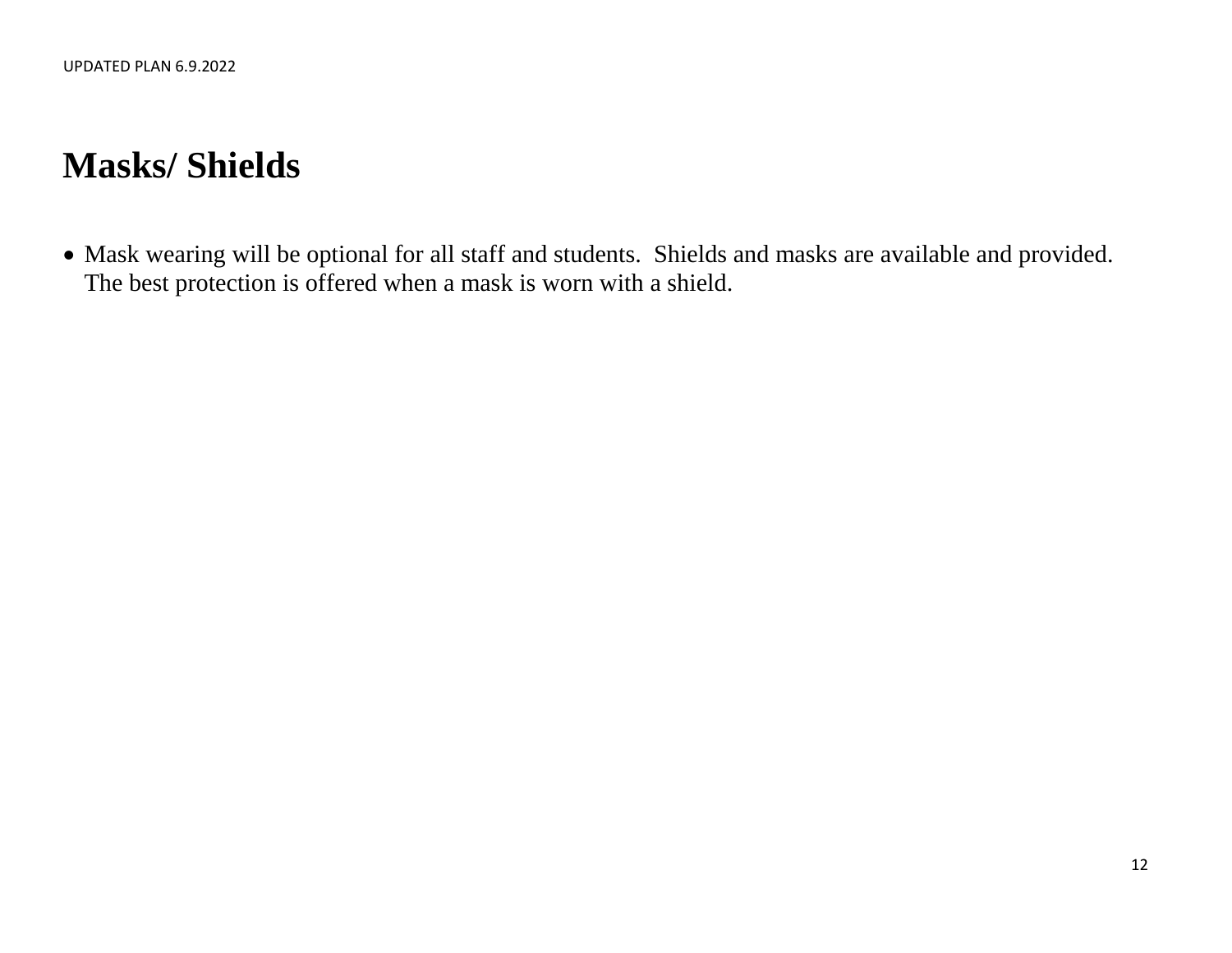# Masks/ Shields

- Mask wearing will be optional for all staff and students.  Shields and masks are available and provided. The best protection is offered when a mask is worn with a shield.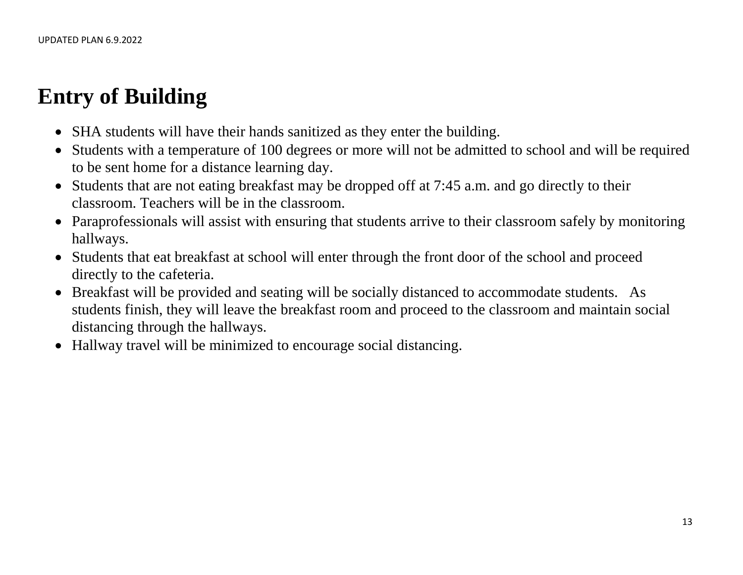# Entry of Building

- SHA students will have their hands sanitized as they enter the building.
- Students with a temperature of 100 degrees or more will not be admitted to school and will be required to be sent home for a distance learning day.
- Students that are not eating breakfast may be dropped off at 7:45 a.m. and go directly to their classroom. Teachers will be in the classroom.
- Paraprofessionals will assist with ensuring that students arrive to their classroom safely by monitoring hallways.
- Students that eat breakfast at school will enter through the front door of the school and proceed directly to the cafeteria.
- Breakfast will be provided and seating will be socially distanced to accommodate students. As students finish, they will leave the breakfast room and proceed to the classroom and maintain social distancing through the hallways.
- Hallway travel will be minimized to encourage social distancing.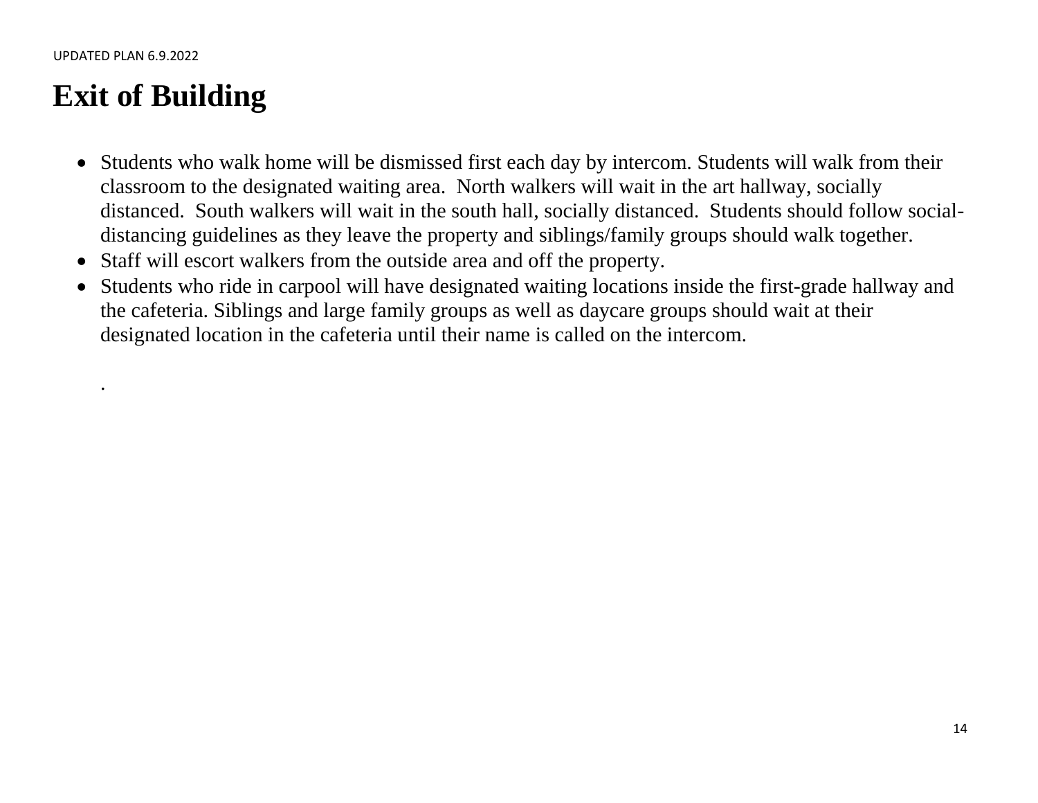# Exit of Building

- Students who walk home will be dismissed first each day by intercom. Students will walk from their classroom to the designated waiting area. North walkers will wait in the art hallway, socially distanced. South walkers will wait in the south hall, socially distanced. Students should follow social-distancing guidelines as they leave the property and siblings/family groups should walk together.
- Staff will escort walkers from the outside area and off the property.
- Students who ride in carpool will have designated waiting locations inside the first-grade hallway and the cafeteria. Siblings and large family groups as well as daycare groups should wait at their designated location in the cafeteria until their name is called on the intercom.

  .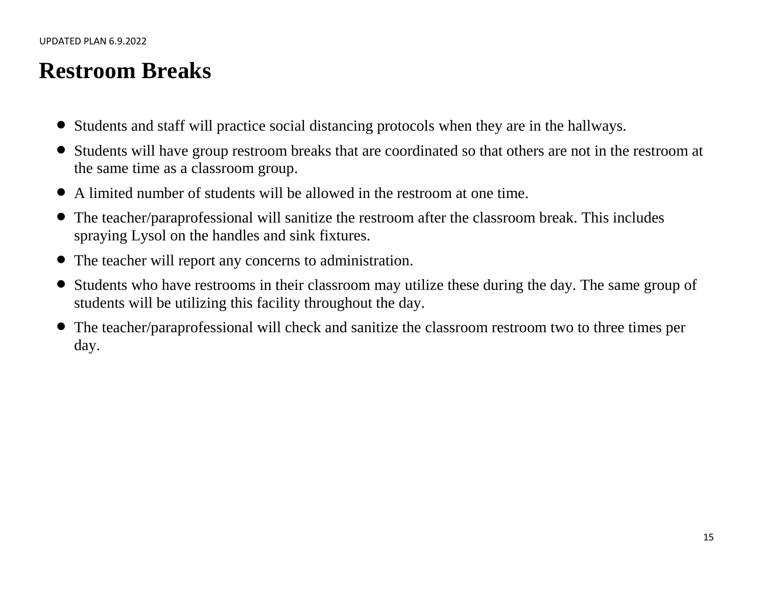# Restroom Breaks

- Students and staff will practice social distancing protocols when they are in the hallways.
- Students will have group restroom breaks that are coordinated so that others are not in the restroom at the same time as a classroom group.
- A limited number of students will be allowed in the restroom at one time.
- The teacher/paraprofessional will sanitize the restroom after the classroom break. This includes spraying Lysol on the handles and sink fixtures.
- The teacher will report any concerns to administration.
- Students who have restrooms in their classroom may utilize these during the day. The same group of students will be utilizing this facility throughout the day.
- The teacher/paraprofessional will check and sanitize the classroom restroom two to three times per day.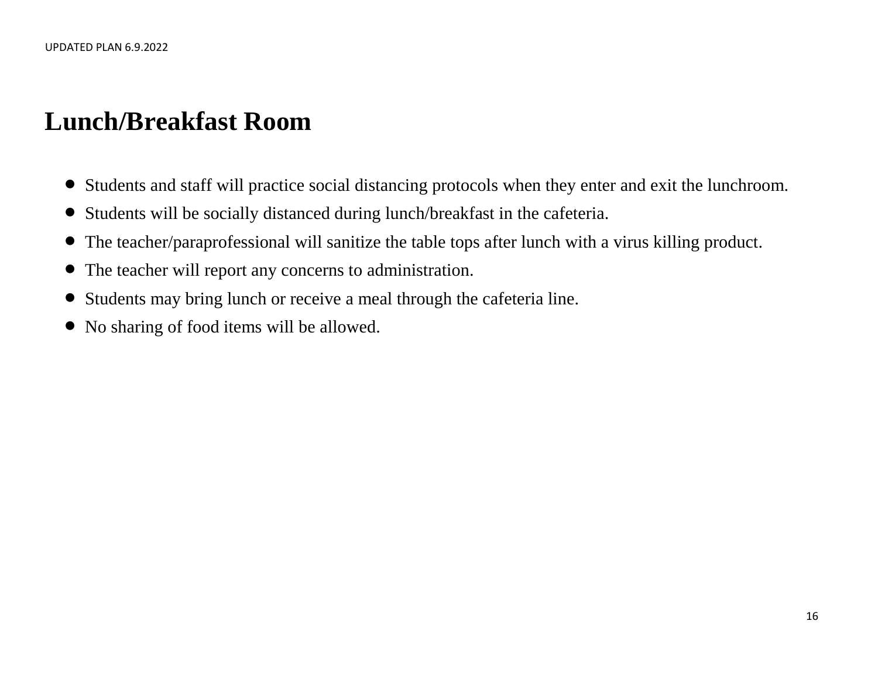## Lunch/Breakfast Room

- Students and staff will practice social distancing protocols when they enter and exit the lunchroom.
- Students will be socially distanced during lunch/breakfast in the cafeteria.
- The teacher/paraprofessional will sanitize the table tops after lunch with a virus killing product.
- The teacher will report any concerns to administration.
- Students may bring lunch or receive a meal through the cafeteria line.
- No sharing of food items will be allowed.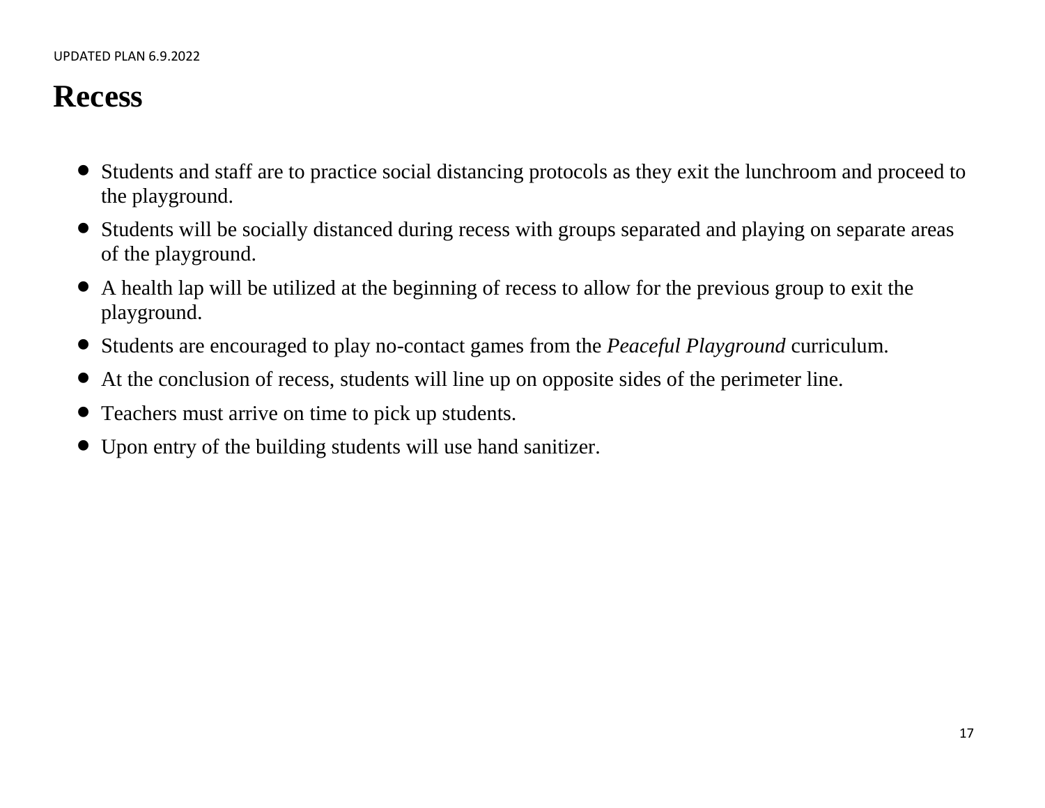# Recess

- Students and staff are to practice social distancing protocols as they exit the lunchroom and proceed to the playground.
- Students will be socially distanced during recess with groups separated and playing on separate areas of the playground.
- A health lap will be utilized at the beginning of recess to allow for the previous group to exit the playground.
- Students are encouraged to play no-contact games from the *Peaceful Playground* curriculum.
- At the conclusion of recess, students will line up on opposite sides of the perimeter line.
- Teachers must arrive on time to pick up students.
- Upon entry of the building students will use hand sanitizer.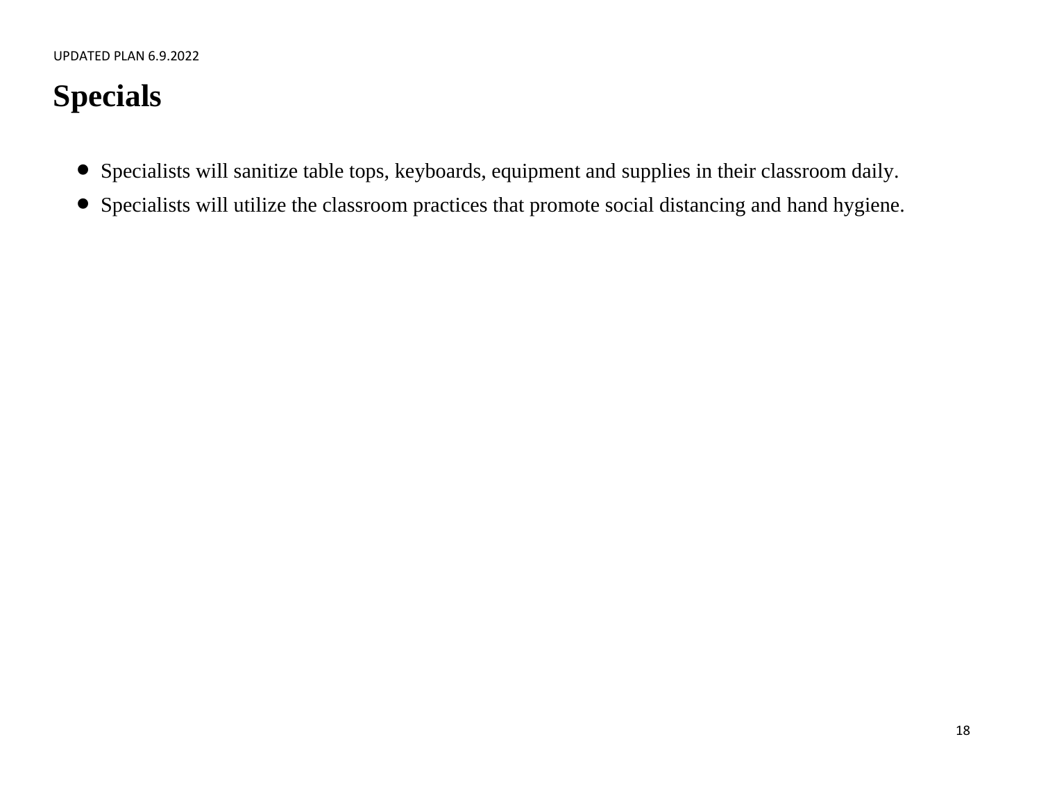# Specials

- Specialists will sanitize table tops, keyboards, equipment and supplies in their classroom daily.
- Specialists will utilize the classroom practices that promote social distancing and hand hygiene.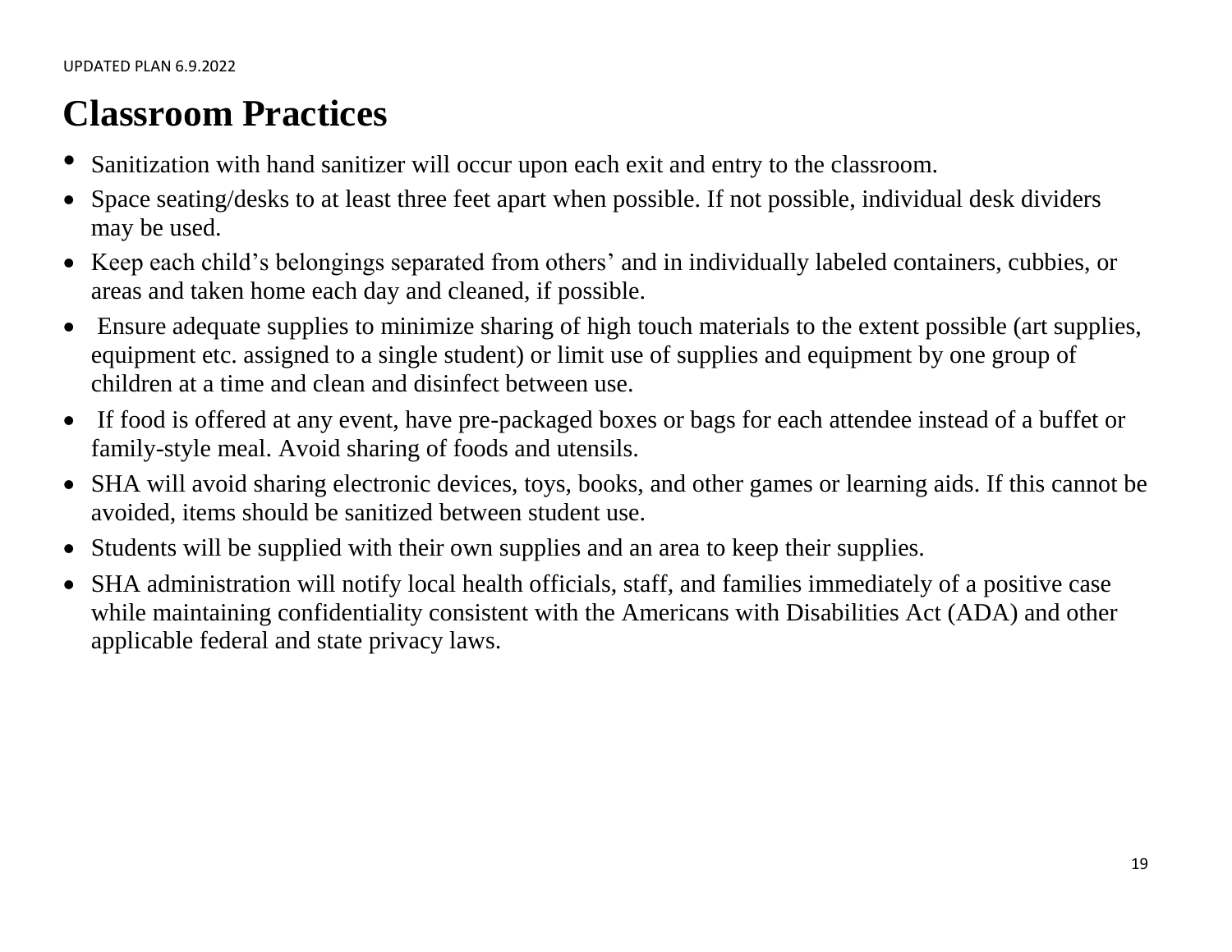# Classroom Practices

- Sanitization with hand sanitizer will occur upon each exit and entry to the classroom.
- Space seating/desks to at least three feet apart when possible. If not possible, individual desk dividers may be used.
- Keep each child's belongings separated from others' and in individually labeled containers, cubbies, or areas and taken home each day and cleaned, if possible.
- Ensure adequate supplies to minimize sharing of high touch materials to the extent possible (art supplies, equipment etc. assigned to a single student) or limit use of supplies and equipment by one group of children at a time and clean and disinfect between use.
- If food is offered at any event, have pre-packaged boxes or bags for each attendee instead of a buffet or family-style meal. Avoid sharing of foods and utensils.
- SHA will avoid sharing electronic devices, toys, books, and other games or learning aids. If this cannot be avoided, items should be sanitized between student use.
- Students will be supplied with their own supplies and an area to keep their supplies.
- SHA administration will notify local health officials, staff, and families immediately of a positive case while maintaining confidentiality consistent with the Americans with Disabilities Act (ADA) and other applicable federal and state privacy laws.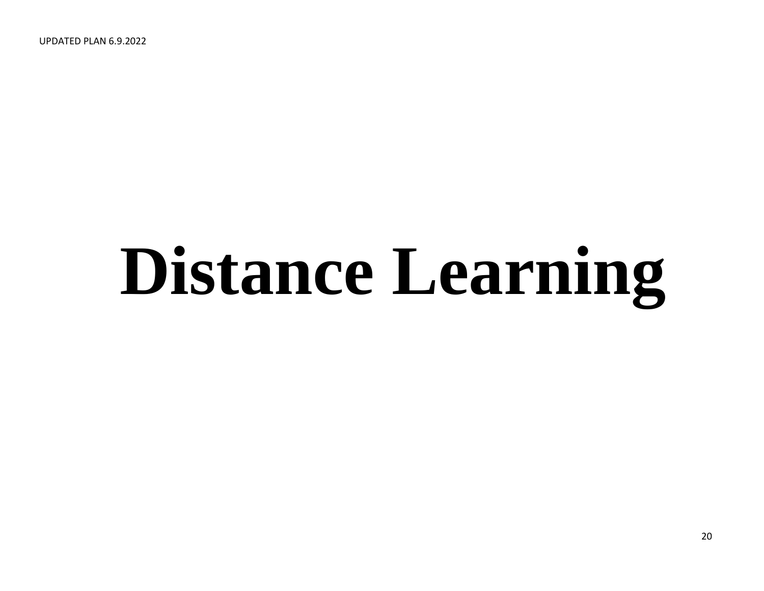# Distance Learning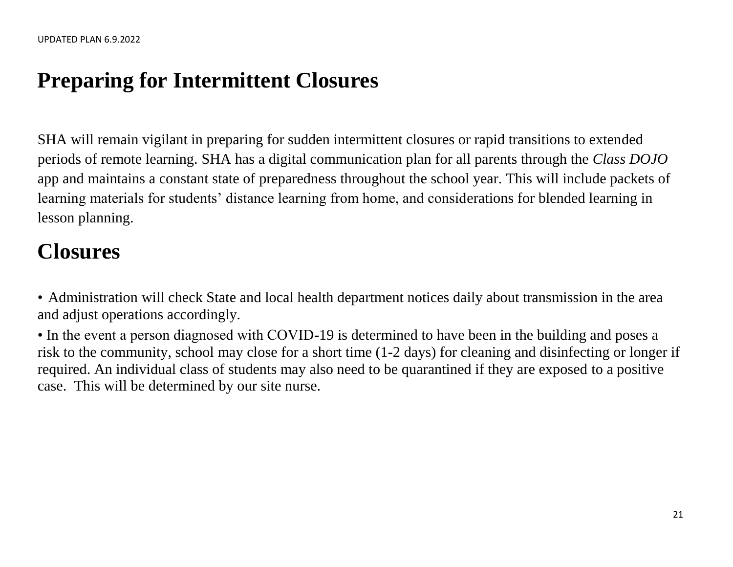# Preparing for Intermittent Closures

SHA will remain vigilant in preparing for sudden intermittent closures or rapid transitions to extended periods of remote learning. SHA has a digital communication plan for all parents through the *Class DOJO* app and maintains a constant state of preparedness throughout the school year. This will include packets of learning materials for students' distance learning from home, and considerations for blended learning in lesson planning.

# Closures

- Administration will check State and local health department notices daily about transmission in the area and adjust operations accordingly.
- In the event a person diagnosed with COVID-19 is determined to have been in the building and poses a risk to the community, school may close for a short time (1-2 days) for cleaning and disinfecting or longer if required. An individual class of students may also need to be quarantined if they are exposed to a positive case. This will be determined by our site nurse.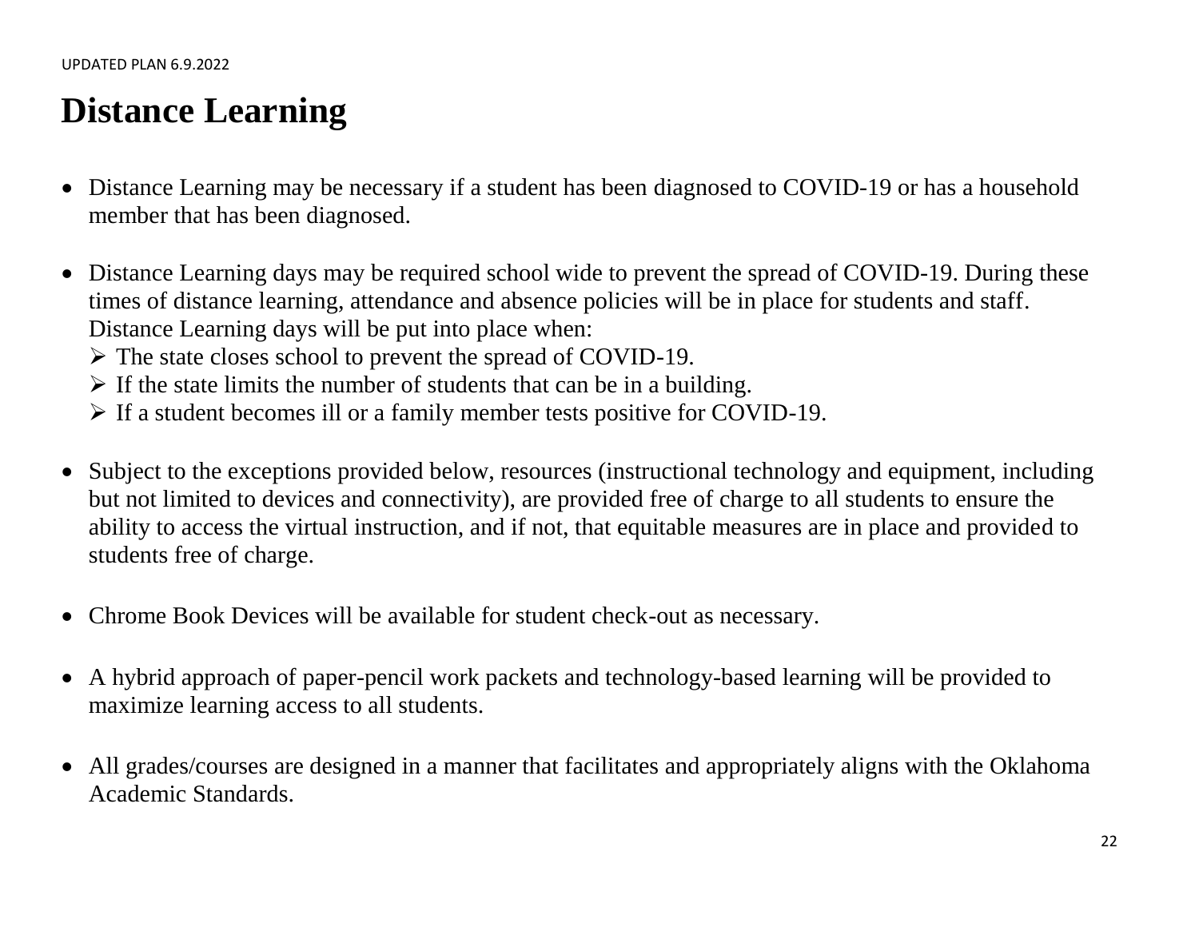# Distance Learning

- Distance Learning may be necessary if a student has been diagnosed to COVID-19 or has a household member that has been diagnosed.

- Distance Learning days may be required school wide to prevent the spread of COVID-19. During these times of distance learning, attendance and absence policies will be in place for students and staff. Distance Learning days will be put into place when:
  - The state closes school to prevent the spread of COVID-19.
  - If the state limits the number of students that can be in a building.
  - If a student becomes ill or a family member tests positive for COVID-19.

- Subject to the exceptions provided below, resources (instructional technology and equipment, including but not limited to devices and connectivity), are provided free of charge to all students to ensure the ability to access the virtual instruction, and if not, that equitable measures are in place and provided to students free of charge.

- Chrome Book Devices will be available for student check-out as necessary.

- A hybrid approach of paper-pencil work packets and technology-based learning will be provided to maximize learning access to all students.

- All grades/courses are designed in a manner that facilitates and appropriately aligns with the Oklahoma Academic Standards.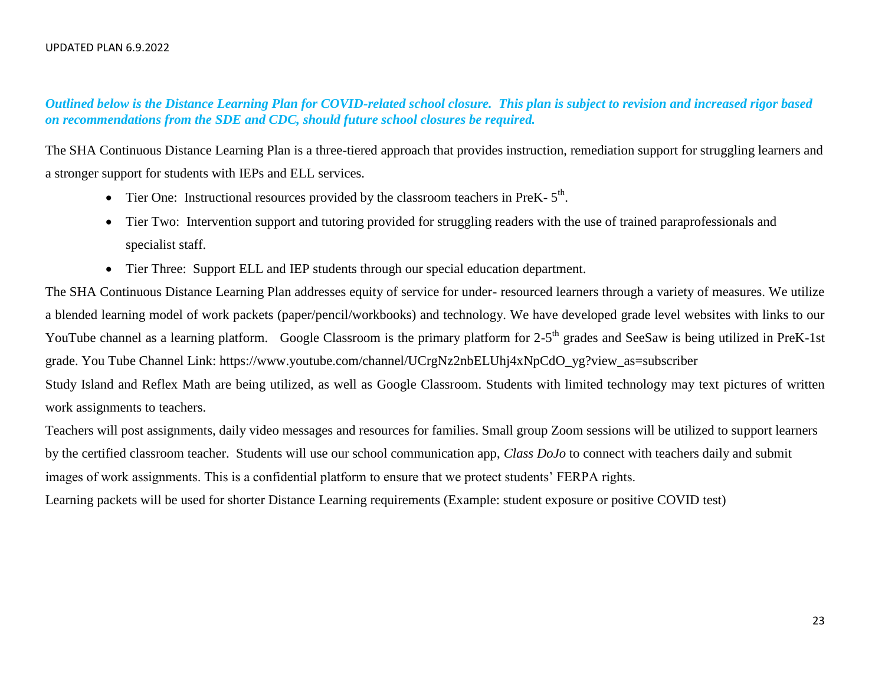*Outlined below is the Distance Learning Plan for COVID-related school closure. This plan is subject to revision and increased rigor based on recommendations from the SDE and CDC, should future school closures be required.*

The SHA Continuous Distance Learning Plan is a three-tiered approach that provides instruction, remediation support for struggling learners and a stronger support for students with IEPs and ELL services.

- Tier One: Instructional resources provided by the classroom teachers in PreK- 5th.
- Tier Two: Intervention support and tutoring provided for struggling readers with the use of trained paraprofessionals and specialist staff.
- Tier Three: Support ELL and IEP students through our special education department.

The SHA Continuous Distance Learning Plan addresses equity of service for under- resourced learners through a variety of measures. We utilize a blended learning model of work packets (paper/pencil/workbooks) and technology. We have developed grade level websites with links to our YouTube channel as a learning platform. Google Classroom is the primary platform for 2-5th grades and SeeSaw is being utilized in PreK-1st grade. You Tube Channel Link: https://www.youtube.com/channel/UCrgNz2nbELUhj4xNpCdO_yg?view_as=subscriber

Study Island and Reflex Math are being utilized, as well as Google Classroom. Students with limited technology may text pictures of written work assignments to teachers.

Teachers will post assignments, daily video messages and resources for families. Small group Zoom sessions will be utilized to support learners by the certified classroom teacher. Students will use our school communication app, *Class DoJo* to connect with teachers daily and submit images of work assignments. This is a confidential platform to ensure that we protect students' FERPA rights.

Learning packets will be used for shorter Distance Learning requirements (Example: student exposure or positive COVID test)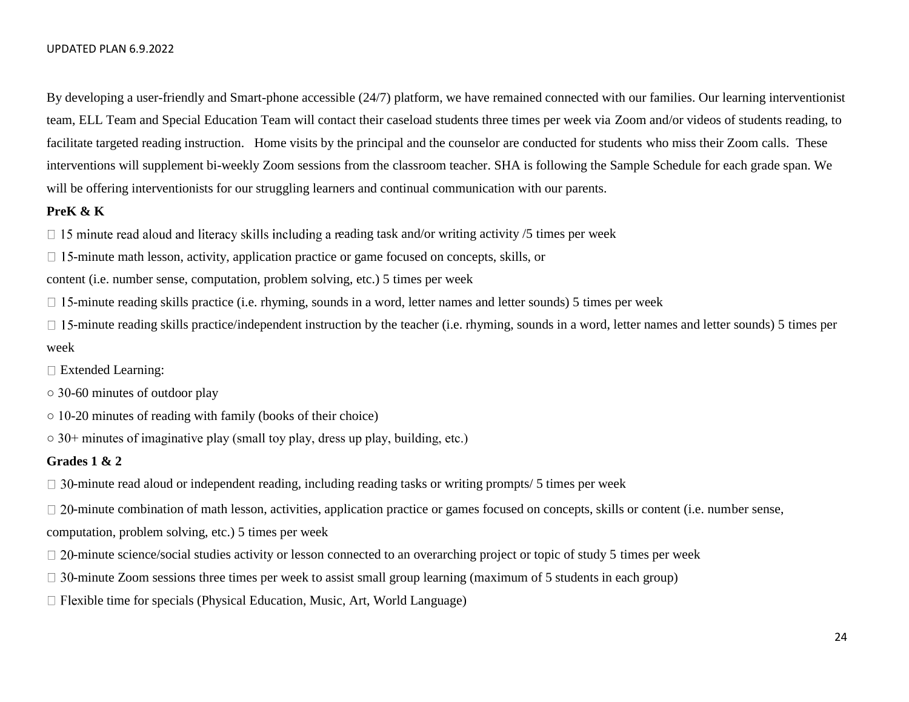By developing a user-friendly and Smart-phone accessible (24/7) platform, we have remained connected with our families. Our learning interventionist team, ELL Team and Special Education Team will contact their caseload students three times per week via Zoom and/or videos of students reading, to facilitate targeted reading instruction. Home visits by the principal and the counselor are conducted for students who miss their Zoom calls. These interventions will supplement bi-weekly Zoom sessions from the classroom teacher. SHA is following the Sample Schedule for each grade span. We will be offering interventionists for our struggling learners and continual communication with our parents.

**PreK & K**

- 15 minute read aloud and literacy skills including a reading task and/or writing activity /5 times per week
- 15-minute math lesson, activity, application practice or game focused on concepts, skills, or content (i.e. number sense, computation, problem solving, etc.) 5 times per week
- 15-minute reading skills practice (i.e. rhyming, sounds in a word, letter names and letter sounds) 5 times per week
- 15-minute reading skills practice/independent instruction by the teacher (i.e. rhyming, sounds in a word, letter names and letter sounds) 5 times per week
- Extended Learning:
  - 30-60 minutes of outdoor play
  - 10-20 minutes of reading with family (books of their choice)
  - 30+ minutes of imaginative play (small toy play, dress up play, building, etc.)

**Grades 1 & 2**

- 30-minute read aloud or independent reading, including reading tasks or writing prompts/ 5 times per week
- 20-minute combination of math lesson, activities, application practice or games focused on concepts, skills or content (i.e. number sense, computation, problem solving, etc.) 5 times per week
- 20-minute science/social studies activity or lesson connected to an overarching project or topic of study 5 times per week
- 30-minute Zoom sessions three times per week to assist small group learning (maximum of 5 students in each group)
- Flexible time for specials (Physical Education, Music, Art, World Language)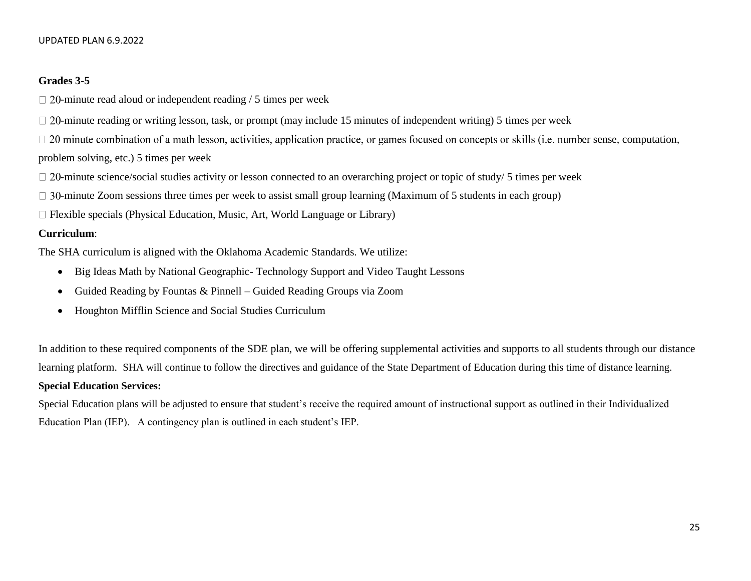**Grades 3-5**

- 20-minute read aloud or independent reading / 5 times per week
- 20-minute reading or writing lesson, task, or prompt (may include 15 minutes of independent writing) 5 times per week
- 20 minute combination of a math lesson, activities, application practice, or games focused on concepts or skills (i.e. number sense, computation, problem solving, etc.) 5 times per week
- 20-minute science/social studies activity or lesson connected to an overarching project or topic of study/ 5 times per week
- 30-minute Zoom sessions three times per week to assist small group learning (Maximum of 5 students in each group)
- Flexible specials (Physical Education, Music, Art, World Language or Library)

**Curriculum**:

The SHA curriculum is aligned with the Oklahoma Academic Standards. We utilize:

- Big Ideas Math by National Geographic- Technology Support and Video Taught Lessons
- Guided Reading by Fountas & Pinnell – Guided Reading Groups via Zoom
- Houghton Mifflin Science and Social Studies Curriculum

In addition to these required components of the SDE plan, we will be offering supplemental activities and supports to all students through our distance learning platform. SHA will continue to follow the directives and guidance of the State Department of Education during this time of distance learning.

**Special Education Services:**

Special Education plans will be adjusted to ensure that student's receive the required amount of instructional support as outlined in their Individualized Education Plan (IEP). A contingency plan is outlined in each student's IEP.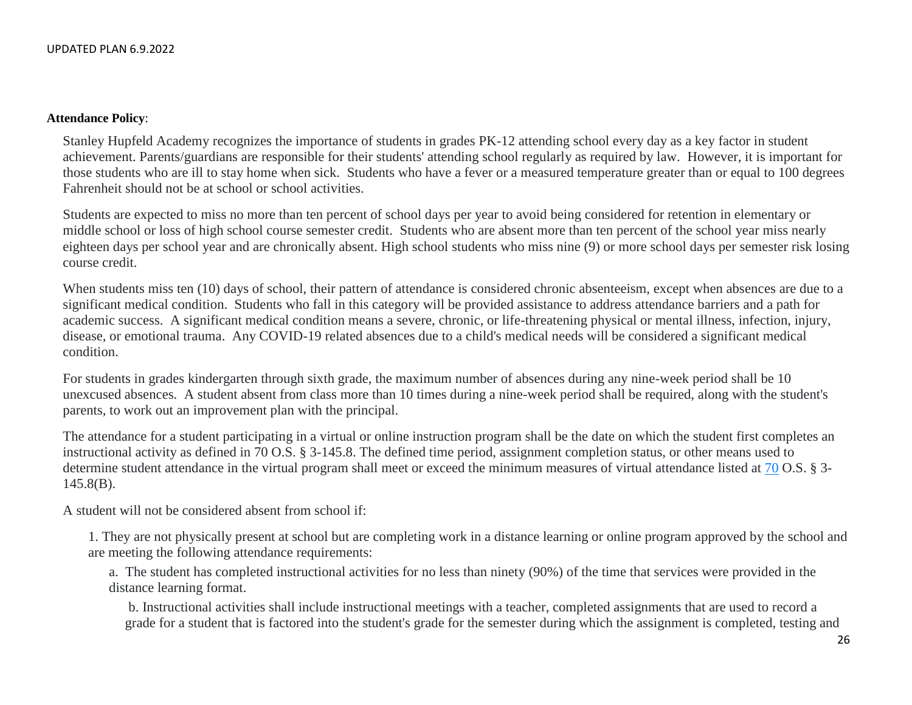**Attendance Policy**:

Stanley Hupfeld Academy recognizes the importance of students in grades PK-12 attending school every day as a key factor in student achievement. Parents/guardians are responsible for their students' attending school regularly as required by law. However, it is important for those students who are ill to stay home when sick. Students who have a fever or a measured temperature greater than or equal to 100 degrees Fahrenheit should not be at school or school activities.

Students are expected to miss no more than ten percent of school days per year to avoid being considered for retention in elementary or middle school or loss of high school course semester credit. Students who are absent more than ten percent of the school year miss nearly eighteen days per school year and are chronically absent. High school students who miss nine (9) or more school days per semester risk losing course credit.

When students miss ten (10) days of school, their pattern of attendance is considered chronic absenteeism, except when absences are due to a significant medical condition. Students who fall in this category will be provided assistance to address attendance barriers and a path for academic success. A significant medical condition means a severe, chronic, or life-threatening physical or mental illness, infection, injury, disease, or emotional trauma. Any COVID-19 related absences due to a child's medical needs will be considered a significant medical condition.

For students in grades kindergarten through sixth grade, the maximum number of absences during any nine-week period shall be 10 unexcused absences. A student absent from class more than 10 times during a nine-week period shall be required, along with the student's parents, to work out an improvement plan with the principal.

The attendance for a student participating in a virtual or online instruction program shall be the date on which the student first completes an instructional activity as defined in 70 O.S. § 3-145.8. The defined time period, assignment completion status, or other means used to determine student attendance in the virtual program shall meet or exceed the minimum measures of virtual attendance listed at 70 O.S. § 3-145.8(B).

A student will not be considered absent from school if:

1. They are not physically present at school but are completing work in a distance learning or online program approved by the school and are meeting the following attendance requirements:

   a. The student has completed instructional activities for no less than ninety (90%) of the time that services were provided in the distance learning format.

   b. Instructional activities shall include instructional meetings with a teacher, completed assignments that are used to record a grade for a student that is factored into the student's grade for the semester during which the assignment is completed, testing and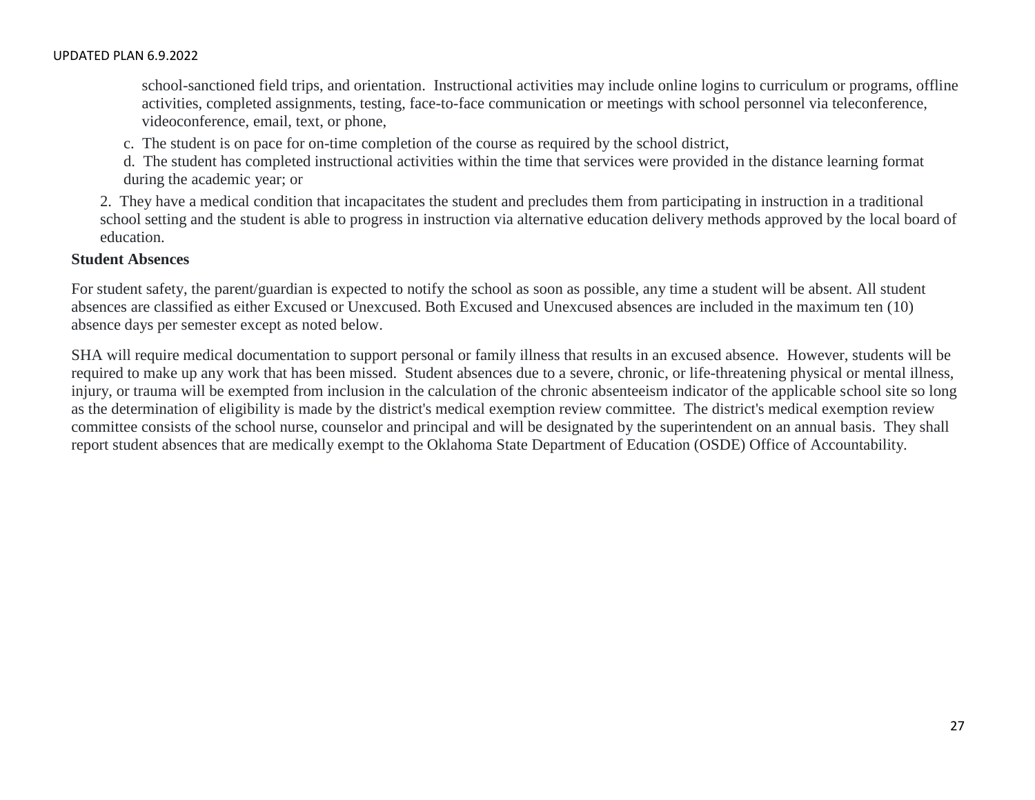school-sanctioned field trips, and orientation. Instructional activities may include online logins to curriculum or programs, offline activities, completed assignments, testing, face-to-face communication or meetings with school personnel via teleconference, videoconference, email, text, or phone,

c. The student is on pace for on-time completion of the course as required by the school district,

d. The student has completed instructional activities within the time that services were provided in the distance learning format during the academic year; or

2. They have a medical condition that incapacitates the student and precludes them from participating in instruction in a traditional school setting and the student is able to progress in instruction via alternative education delivery methods approved by the local board of education.

**Student Absences**

For student safety, the parent/guardian is expected to notify the school as soon as possible, any time a student will be absent. All student absences are classified as either Excused or Unexcused. Both Excused and Unexcused absences are included in the maximum ten (10) absence days per semester except as noted below.

SHA will require medical documentation to support personal or family illness that results in an excused absence. However, students will be required to make up any work that has been missed. Student absences due to a severe, chronic, or life-threatening physical or mental illness, injury, or trauma will be exempted from inclusion in the calculation of the chronic absenteeism indicator of the applicable school site so long as the determination of eligibility is made by the district's medical exemption review committee. The district's medical exemption review committee consists of the school nurse, counselor and principal and will be designated by the superintendent on an annual basis. They shall report student absences that are medically exempt to the Oklahoma State Department of Education (OSDE) Office of Accountability.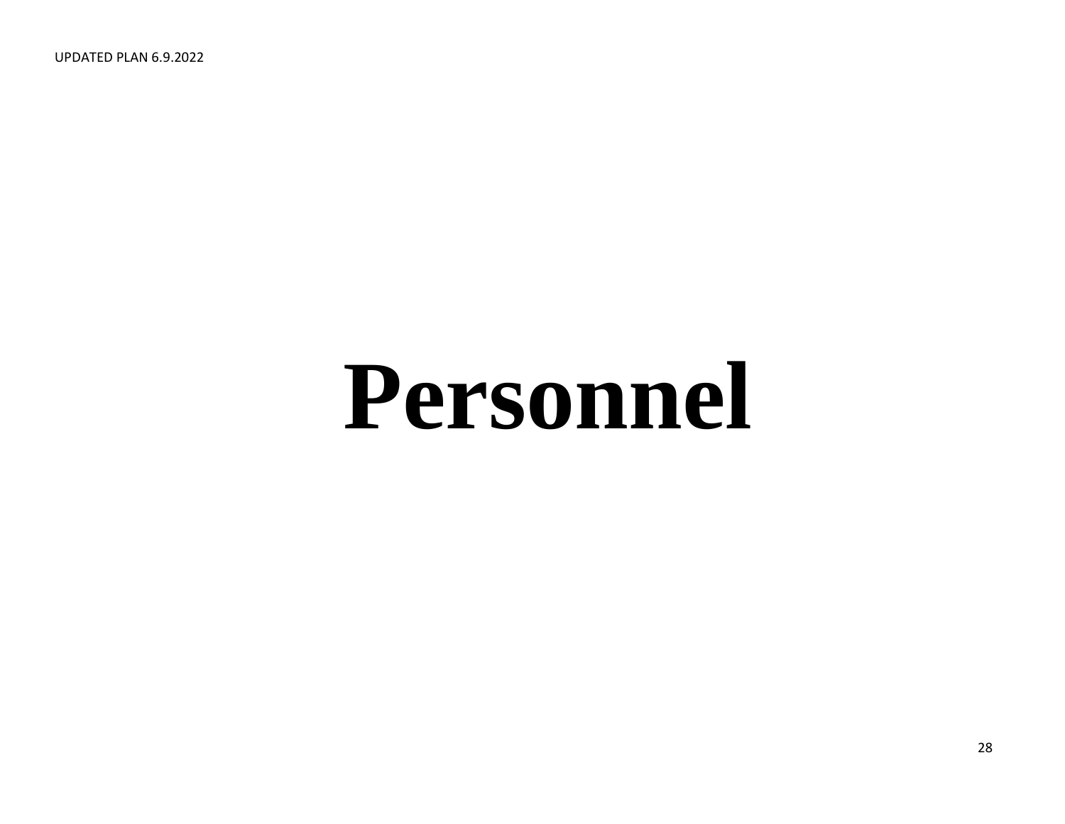# Personnel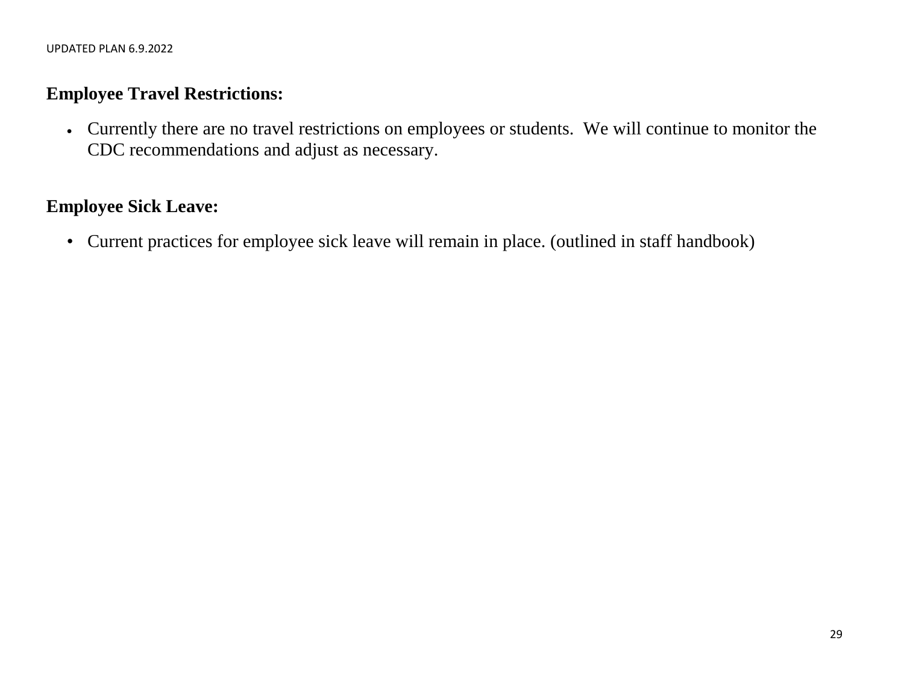**Employee Travel Restrictions:**

- Currently there are no travel restrictions on employees or students. We will continue to monitor the CDC recommendations and adjust as necessary.

**Employee Sick Leave:**

- Current practices for employee sick leave will remain in place. (outlined in staff handbook)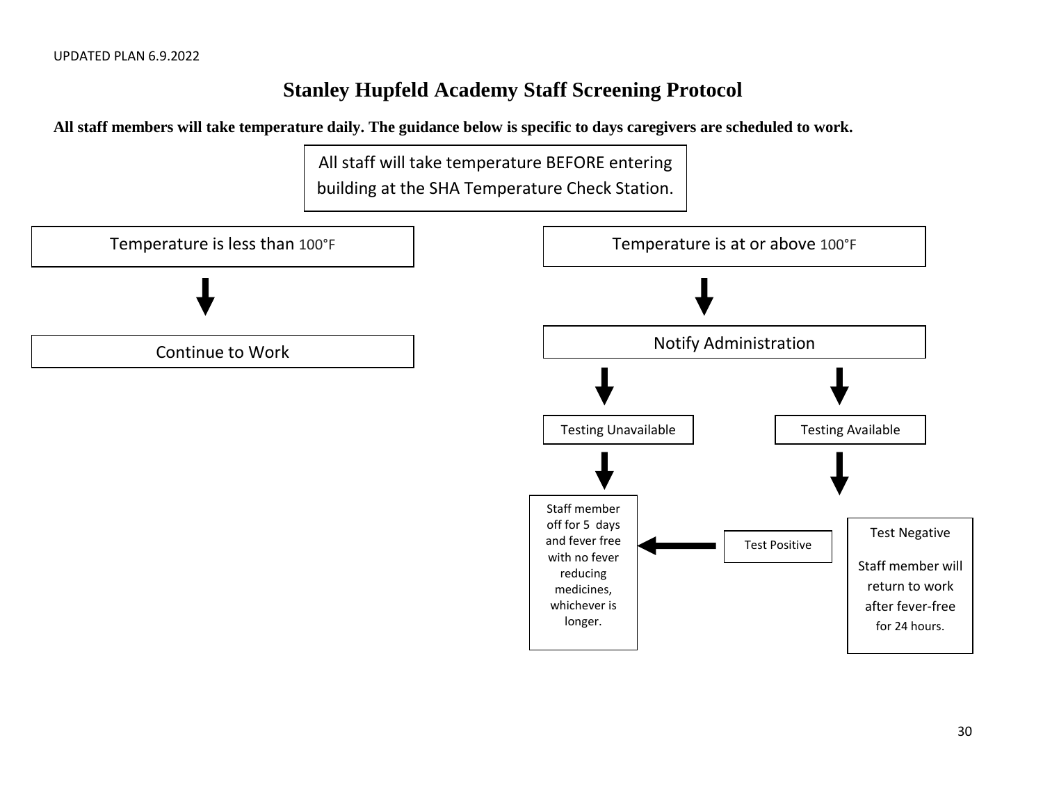UPDATED PLAN 6.9.2022

# Stanley Hupfeld Academy Staff Screening Protocol

**All staff members will take temperature daily. The guidance below is specific to days caregivers are scheduled to work.**

All staff will take temperature BEFORE entering building at the SHA Temperature Check Station.

- Temperature is less than 100°F
  - ↓ Continue to Work

- Temperature is at or above 100°F
  - ↓ Notify Administration
    - ↓ Testing Unavailable
      - ↓ Staff member off for 5 days and fever free with no fever reducing medicines, whichever is longer.
    - ↓ Testing Available
      - Test Positive → Staff member off for 5 days and fever free with no fever reducing medicines, whichever is longer.
      - Test Negative: Staff member will return to work after fever-free for 24 hours.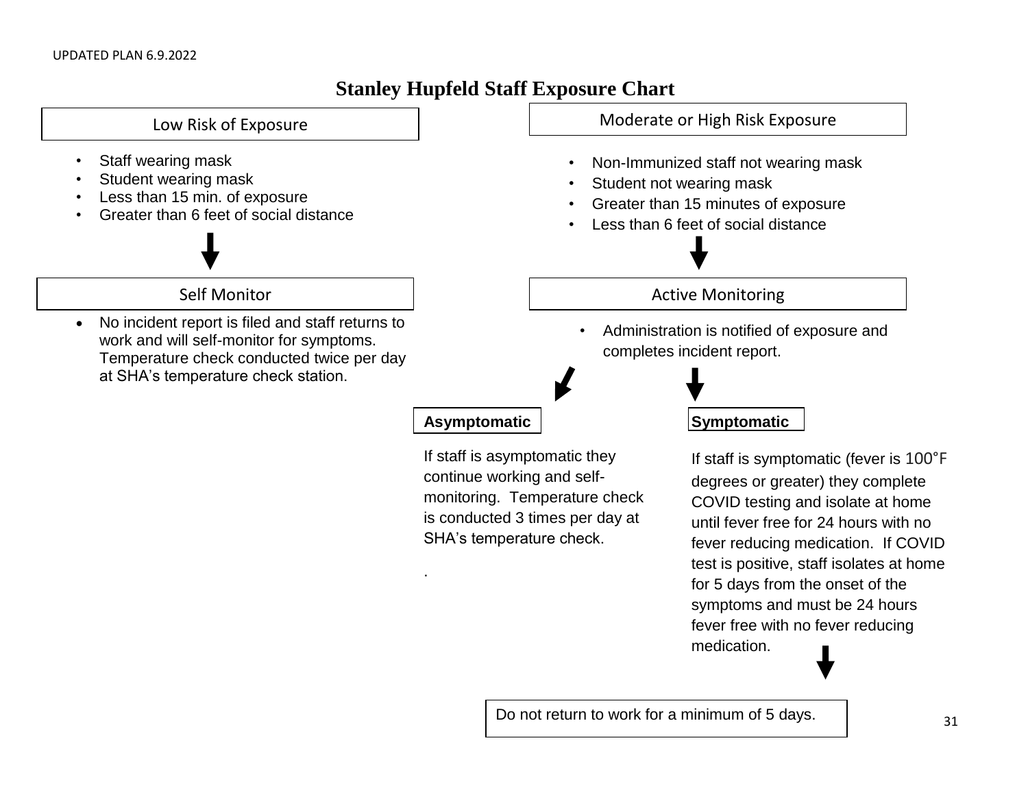UPDATED PLAN 6.9.2022

# Stanley Hupfeld Staff Exposure Chart

## Low Risk of Exposure

- Staff wearing mask
- Student wearing mask
- Less than 15 min. of exposure
- Greater than 6 feet of social distance

### Self Monitor

- No incident report is filed and staff returns to work and will self-monitor for symptoms. Temperature check conducted twice per day at SHA's temperature check station.

## Moderate or High Risk Exposure

- Non-Immunized staff not wearing mask
- Student not wearing mask
- Greater than 15 minutes of exposure
- Less than 6 feet of social distance

### Active Monitoring

- Administration is notified of exposure and completes incident report.

**Asymptomatic**

If staff is asymptomatic they continue working and self-monitoring. Temperature check is conducted 3 times per day at SHA's temperature check.

.

**Symptomatic**

If staff is symptomatic (fever is 100˚F degrees or greater) they complete COVID testing and isolate at home until fever free for 24 hours with no fever reducing medication. If COVID test is positive, staff isolates at home for 5 days from the onset of the symptoms and must be 24 hours fever free with no fever reducing medication.

Do not return to work for a minimum of 5 days.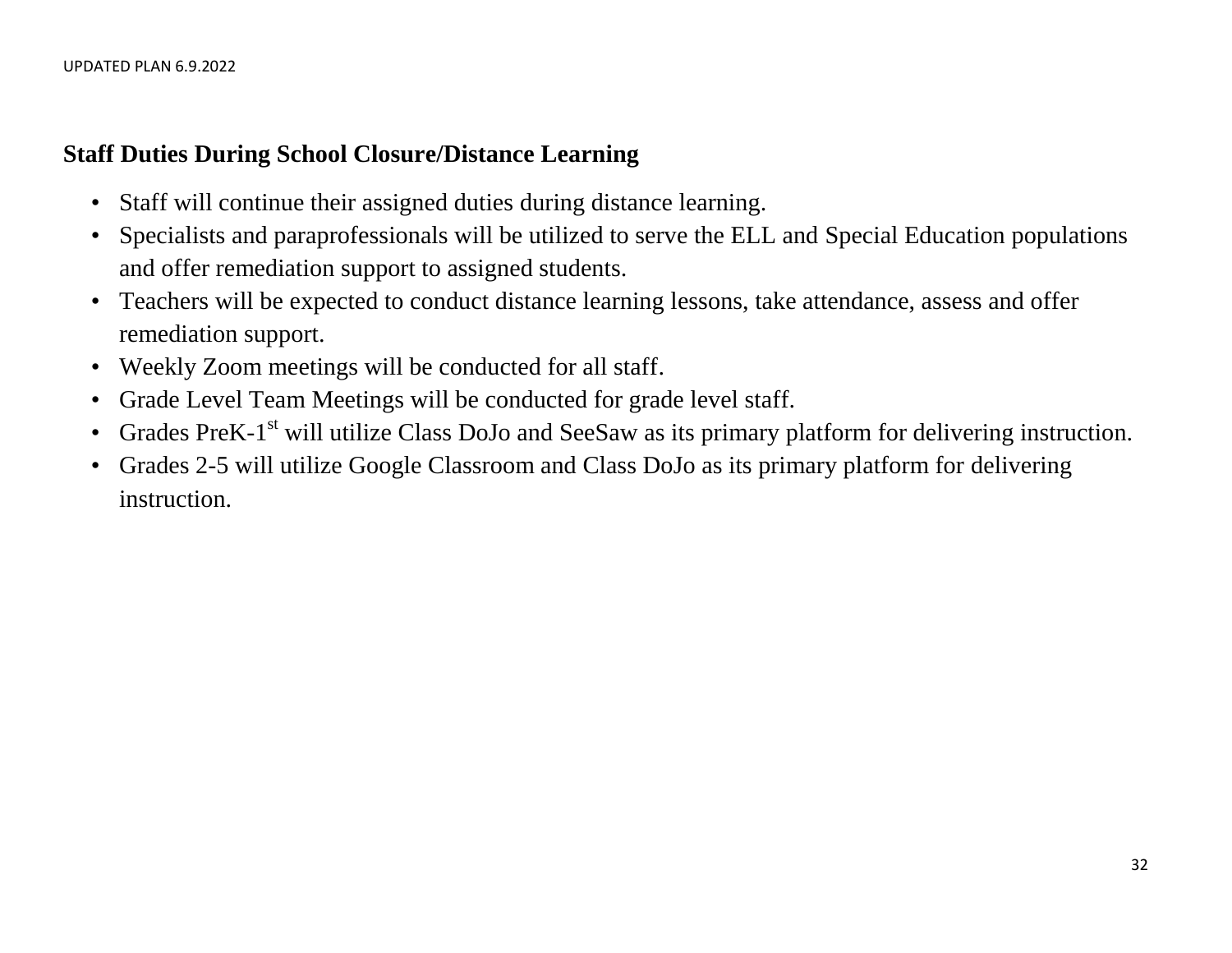## Staff Duties During School Closure/Distance Learning

- Staff will continue their assigned duties during distance learning.
- Specialists and paraprofessionals will be utilized to serve the ELL and Special Education populations and offer remediation support to assigned students.
- Teachers will be expected to conduct distance learning lessons, take attendance, assess and offer remediation support.
- Weekly Zoom meetings will be conducted for all staff.
- Grade Level Team Meetings will be conducted for grade level staff.
- Grades PreK-1st will utilize Class DoJo and SeeSaw as its primary platform for delivering instruction.
- Grades 2-5 will utilize Google Classroom and Class DoJo as its primary platform for delivering instruction.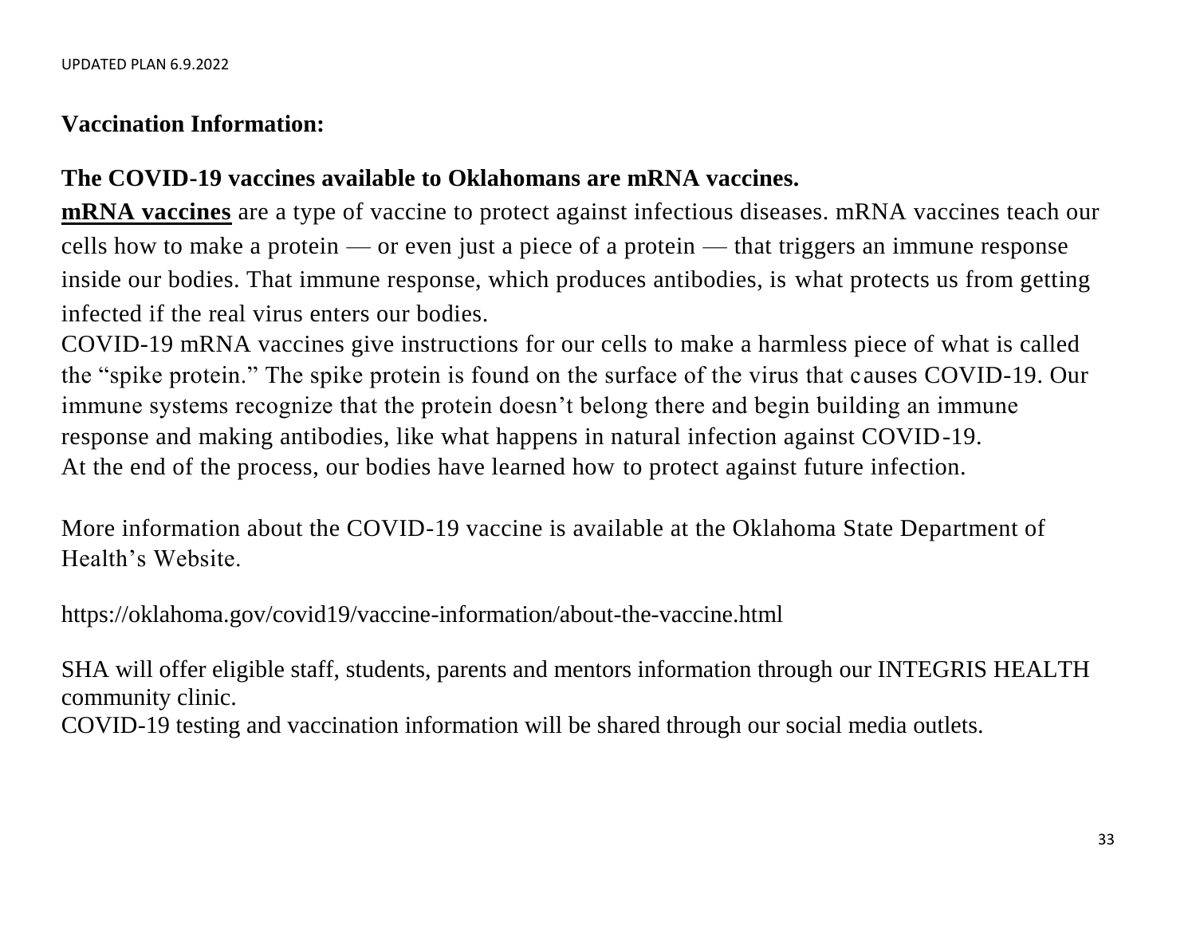**Vaccination Information:**

**The COVID-19 vaccines available to Oklahomans are mRNA vaccines.**

**mRNA vaccines** are a type of vaccine to protect against infectious diseases. mRNA vaccines teach our cells how to make a protein — or even just a piece of a protein — that triggers an immune response inside our bodies. That immune response, which produces antibodies, is what protects us from getting infected if the real virus enters our bodies.

COVID-19 mRNA vaccines give instructions for our cells to make a harmless piece of what is called the "spike protein." The spike protein is found on the surface of the virus that causes COVID-19. Our immune systems recognize that the protein doesn't belong there and begin building an immune response and making antibodies, like what happens in natural infection against COVID-19.

At the end of the process, our bodies have learned how to protect against future infection.

More information about the COVID-19 vaccine is available at the Oklahoma State Department of Health's Website.

https://oklahoma.gov/covid19/vaccine-information/about-the-vaccine.html

SHA will offer eligible staff, students, parents and mentors information through our INTEGRIS HEALTH community clinic.

COVID-19 testing and vaccination information will be shared through our social media outlets.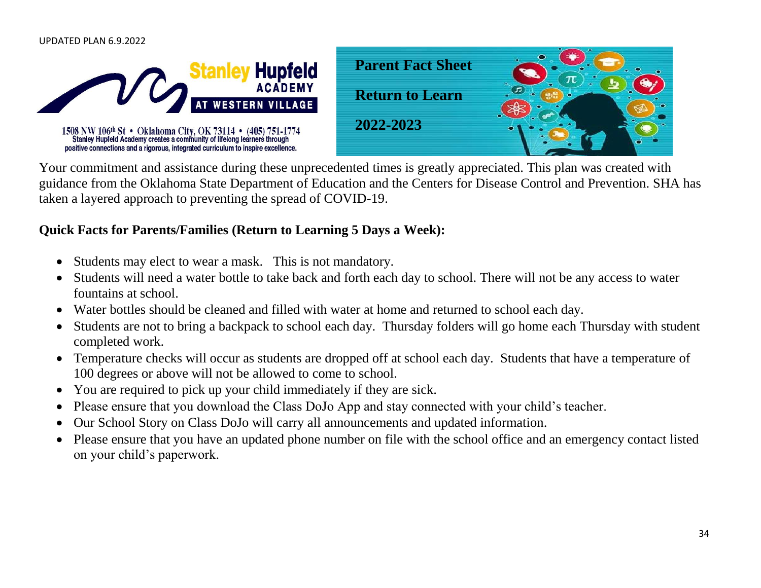UPDATED PLAN 6.9.2022

Stanley Hupfeld ACADEMY AT WESTERN VILLAGE

1508 NW 106th St • Oklahoma City, OK 73114 • (405) 751-1774
Stanley Hupfeld Academy creates a community of lifelong learners through positive connections and a rigorous, integrated curriculum to inspire excellence.

**Parent Fact Sheet**

**Return to Learn**

**2022-2023**

Your commitment and assistance during these unprecedented times is greatly appreciated. This plan was created with guidance from the Oklahoma State Department of Education and the Centers for Disease Control and Prevention. SHA has taken a layered approach to preventing the spread of COVID-19.

**Quick Facts for Parents/Families (Return to Learning 5 Days a Week):**

- Students may elect to wear a mask. This is not mandatory.
- Students will need a water bottle to take back and forth each day to school. There will not be any access to water fountains at school.
- Water bottles should be cleaned and filled with water at home and returned to school each day.
- Students are not to bring a backpack to school each day. Thursday folders will go home each Thursday with student completed work.
- Temperature checks will occur as students are dropped off at school each day. Students that have a temperature of 100 degrees or above will not be allowed to come to school.
- You are required to pick up your child immediately if they are sick.
- Please ensure that you download the Class DoJo App and stay connected with your child's teacher.
- Our School Story on Class DoJo will carry all announcements and updated information.
- Please ensure that you have an updated phone number on file with the school office and an emergency contact listed on your child's paperwork.